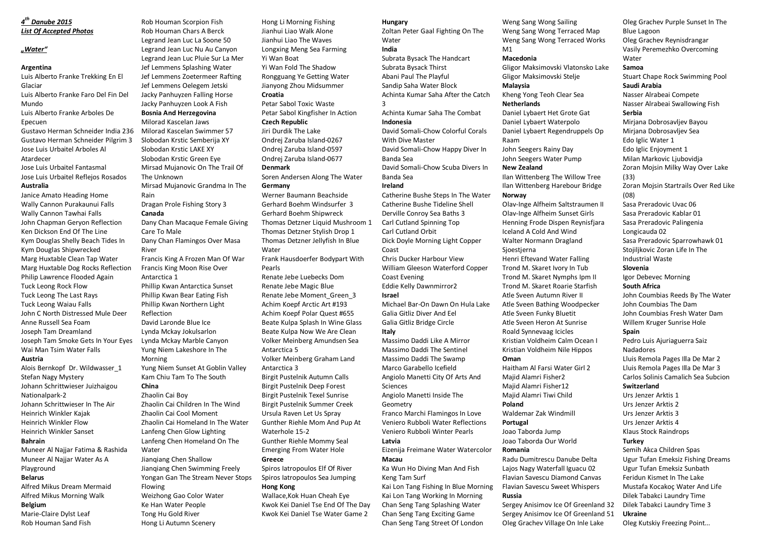***4[th] Danube 2015***
***List Of Accepted Photos***

***„Water“***

**Argentina**
Luis Alberto Franke Trekking En El Glaciar
Luis Alberto Franke Faro Del Fin Del Mundo
Luis Alberto Franke Arboles De Epecuen
Gustavo Herman Schneider India 236
Gustavo Herman Schneider Pilgrim 3
Jose Luis Urbaitel Arboles Al Atardecer
Jose Luis Urbaitel Fantasmal
Jose Luis Urbaitel Reflejos Rosados
**Australia**
Janice Amato Heading Home
Wally Cannon Purakaunui Falls
Wally Cannon Tawhai Falls
John Chapman Geryon Reflection
Ken Dickson End Of The Line
Kym Douglas Shelly Beach Tides In
Kym Douglas Shipwrecked
Marg Huxtable Clean Tap Water
Marg Huxtable Dog Rocks Reflection
Philip Lawrence Flooded Again
Tuck Leong Rock Flow
Tuck Leong The Last Rays
Tuck Leong Waiau Falls
John C North Distressed Mule Deer
Anne Russell Sea Foam
Joseph Tam Dreamland
Joseph Tam Smoke Gets In Your Eyes
Wai Man Tsim Water Falls
**Austria**
Alois Bernkopf Dr. Wildwasser_1
Stefan Nagy Mystery
Johann Schrittwieser Juizhaigou Nationalpark-2
Johann Schrittwieser In The Air
Heinrich Winkler Kajak
Heinrich Winkler Flow
Heinrich Winkler Sanset
**Bahrain**
Muneer Al Najjar Fatima & Rashida
Muneer Al Najjar Water As A Playground
**Belarus**
Alfred Mikus Dream Mermaid
Alfred Mikus Morning Walk
**Belgium**
Marie-Claire Dylst Leaf
Rob Houman Sand Fish
Rob Houman Scorpion Fish
Rob Houman Chars A Berck
Legrand Jean Luc La Soone 50
Legrand Jean Luc Nu Au Canyon
Legrand Jean Luc Pluie Sur La Mer
Jef Lemmens Splashing Water
Jef Lemmens Zoetermeer Rafting
Jef Lemmens Oelegem Jetski
Jacky Panhuyzen Falling Horse
Jacky Panhuyzen Look A Fish
**Bosnia And Herzegovina**
Milorad Kascelan Jaws
Milorad Kascelan Swimmer 57
Slobodan Krstic Semberija XY
Slobodan Krstic LAKE XY
Slobodan Krstic Green Eye
Mirsad Mujanovic On The Trail Of The Unknown
Mirsad Mujanovic Grandma In The Rain
Dragan Prole Fishing Story 3
**Canada**
Dany Chan Macaque Female Giving Care To Male
Dany Chan Flamingos Over Masa River
Francis King A Frozen Man Of War
Francis King Moon Rise Over Antarctica 1
Phillip Kwan Antarctica Sunset
Phillip Kwan Bear Eating Fish
Phillip Kwan Northern Light Reflection
David Laronde Blue Ice
Lynda Mckay Jokulsarlon
Lynda Mckay Marble Canyon
Yung Niem Lakeshore In The Morning
Yung Niem Sunset At Goblin Valley
Kam Chiu Tam To The South
**China**
Zhaolin Cai Boy
Zhaolin Cai Children In The Wind
Zhaolin Cai Cool Moment
Zhaolin Cai Homeland In The Water
Lanfeng Chen Glow Lighting
Lanfeng Chen Homeland On The Water
Jianqiang Chen Shallow
Jianqiang Chen Swimming Freely
Yongan Gan The Stream Never Stops Flowing
Weizhong Gao Color Water
Ke Han Water People
Tong Hu Gold River
Hong Li Autumn Scenery
Hong Li Morning Fishing
Jianhui Liao Walk Alone
Jianhui Liao The Waves
Longxing Meng Sea Farming
Yi Wan Boat
Yi Wan Fold The Shadow
Rongguang Ye Getting Water
Jianyong Zhou Midsummer
**Croatia**
Petar Sabol Toxic Waste
Petar Sabol Kingfisher In Action
**Czech Republic**
Jiri Durdik The Lake
Ondrej Zaruba Island-0267
Ondrej Zaruba Island-0597
Ondrej Zaruba Island-0677
**Denmark**
Soren Andersen Along The Water
**Germany**
Werner Baumann Beachside
Gerhard Boehm Windsurfer 3
Gerhard Boehm Shipwreck
Thomas Detzner Liquid Mushroom 1
Thomas Detzner Stylish Drop 1
Thomas Detzner Jellyfish In Blue Water
Frank Hausdoerfer Bodypart With Pearls
Renate Jebe Luebecks Dom
Renate Jebe Magic Blue
Renate Jebe Moment_Green_3
Achim Koepf Arctic Art #193
Achim Koepf Polar Quest #655
Beate Kulpa Splash In Wine Glass
Beate Kulpa Now We Are Clean
Volker Meinberg Amundsen Sea Antarctica 5
Volker Meinberg Graham Land Antarctica 3
Birgit Pustelnik Autumn Calls
Birgit Pustelnik Deep Forest
Birgit Pustelnik Texel Sunrise
Birgit Pustelnik Summer Creek
Ursula Raven Let Us Spray
Gunther Riehle Mom And Pup At Waterhole 15-2
Gunther Riehle Mommy Seal Emerging From Water Hole
**Greece**
Spiros Iatropoulos Elf Of River
Spiros Iatropoulos Sea Jumping
**Hong Kong**
Wallace,Kok Huan Cheah Eye
Kwok Kei Daniel Tse End Of The Day
Kwok Kei Daniel Tse Water Game 2
**Hungary**
Zoltan Peter Gaal Fighting On The Water
**India**
Subrata Bysack The Handcart
Subrata Bysack Thirst
Abani Paul The Playful
Sandip Saha Water Block
Achinta Kumar Saha After the Catch 3
Achinta Kumar Saha The Combat
**Indonesia**
David Somali-Chow Colorful Corals With Dive Master
David Somali-Chow Happy Diver In Banda Sea
David Somali-Chow Scuba Divers In Banda Sea
**Ireland**
Catherine Bushe Steps In The Water
Catherine Bushe Tideline Shell
Derville Conroy Sea Baths 3
Carl Cutland Spinning Top
Carl Cutland Orbit
Dick Doyle Morning Light Copper Coast
Chris Ducker Harbour View
William Gleeson Waterford Copper Coast Evening
Eddie Kelly Dawnmirror2
**Israel**
Michael Bar-On Dawn On Hula Lake
Galia Gitliz Diver And Eel
Galia Gitliz Bridge Circle
**Italy**
Massimo Daddi Like A Mirror
Massimo Daddi The Sentinel
Massimo Daddi The Swamp
Marco Garabello Icefield
Angiolo Manetti City Of Arts And Sciences
Angiolo Manetti Inside The Geometry
Franco Marchi Flamingos In Love
Veniero Rubboli Water Reflections
Veniero Rubboli Winter Pearls
**Latvia**
Eizenija Freimane Water Watercolor
**Macau**
Ka Wun Ho Diving Man And Fish
Keng Tam Surf
Kai Lon Tang Fishing In Blue Morning
Kai Lon Tang Working In Morning
Chan Seng Tang Splashing Water
Chan Seng Tang Exciting Game
Chan Seng Tang Street Of London
Weng Sang Wong Sailing
Weng Sang Wong Terraced Map
Weng Sang Wong Terraced Works M1
**Macedonia**
Gligor Maksimovski Vlatonsko Lake
Gligor Maksimovski Stelje
**Malaysia**
Kheng Yong Teoh Clear Sea
**Netherlands**
Daniel Lybaert Het Grote Gat
Daniel Lybaert Waterpolo
Daniel Lybaert Regendruppels Op Raam
John Seegers Rainy Day
John Seegers Water Pump
**New Zealand**
Ilan Wittenberg The Willow Tree
Ilan Wittenberg Harebour Bridge
**Norway**
Olav-Inge Alfheim Saltstraumen II
Olav-Inge Alfheim Sunset Girls
Henning Frode Dispen Reynisfjara Iceland A Cold And Wind
Walter Normann Dragland Sjoestjerna
Henri Eftevand Water Falling
Trond M. Skaret Ivory In Tub
Trond M. Skaret Nymphs Ipm II
Trond M. Skaret Roarie Starfish
Atle Sveen Autumn River II
Atle Sveen Bathing Woodpecker
Atle Sveen Funky Bluetit
Atle Sveen Heron At Sunrise
Roald Synnevaag Icicles
Kristian Voldheim Calm Ocean I
Kristian Voldheim Nile Hippos
**Oman**
Haitham Al Farsi Water Girl 2
Majid Alamri Fisher2
Majid Alamri Fisher12
Majid Alamri Tiwi Child
**Poland**
Waldemar Zak Windmill
**Portugal**
Joao Taborda Jump
Joao Taborda Our World
**Romania**
Radu Dumitrescu Danube Delta
Lajos Nagy Waterfall Iguacu 02
Flavian Savescu Diamond Canvas
Flavian Savescu Sweet Whispers
**Russia**
Sergey Anisimov Ice Of Greenland 32
Sergey Anisimov Ice Of Greenland 51
Oleg Grachev Village On Inle Lake
Oleg Grachev Purple Sunset In The Blue Lagoon
Oleg Grachev Reynisdrangar
Vasily Peremezhko Overcoming Water
**Samoa**
Stuart Chape Rock Swimming Pool
**Saudi Arabia**
Nasser Alrabeai Compete
Nasser Alrabeai Swallowing Fish
**Serbia**
Mirjana Dobrosavljev Bayou
Mirjana Dobrosavljev Sea
Edo Iglic Water 1
Edo Iglic Enjoyment 1
Milan Markovic Ljubovidja
Zoran Mojsin Milky Way Over Lake (33)
Zoran Mojsin Startrails Over Red Like (08)
Sasa Preradovic Uvac 06
Sasa Preradovic Kablar 01
Sasa Preradovic Palingenia Longicauda 02
Sasa Preradovic Sparrowhawk 01
Stojiljkovic Zoran Life In The Industrial Waste
**Slovenia**
Igor Debevec Morning
**South Africa**
John Coumbias Reeds By The Water
John Coumbias The Dam
John Coumbias Fresh Water Dam
Willem Kruger Sunrise Hole
**Spain**
Pedro Luis Ajuriaguerra Saiz Nadadores
Lluis Remola Pages Illa De Mar 2
Lluis Remola Pages Illa De Mar 3
Carlos Solinis Camalich Sea Subcion
**Switzerland**
Urs Jenzer Arktis 1
Urs Jenzer Arktis 2
Urs Jenzer Arktis 3
Urs Jenzer Arktis 4
Klaus Stock Raindrops
**Turkey**
Semih Akca Children Spas
Ugur Tufan Emeksiz Fishing Dreams
Ugur Tufan Emeksiz Sunbath
Feridun Kismet In The Lake
Mustafa Kocakoç Water And Life
Dilek Tabakci Laundry Time
Dilek Tabakci Laundry Time 3
**Ukraine**
Oleg Kutskiy Freezing Point...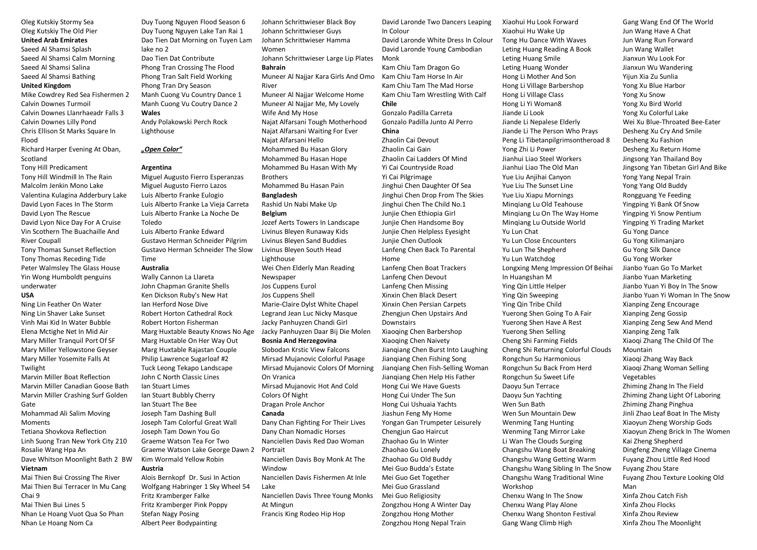Oleg Kutskiy Stormy Sea
Oleg Kutskiy The Old Pier

**United Arab Emirates**

Saeed Al Shamsi Splash
Saeed Al Shamsi Calm Morning
Saeed Al Shamsi Salina
Saeed Al Shamsi Bathing

**United Kingdom**

Mike Cowdrey Red Sea Fishermen 2
Calvin Downes Turmoil
Calvin Downes Llanrhaeadr Falls 3
Calvin Downes Lilly Pond
Chris Ellison St Marks Square In Flood
Richard Harper Evening At Oban, Scotland
Tony Hill Predicament
Tony Hill Windmill In The Rain
Malcolm Jenkin Mono Lake
Valentina Kulagina Adderbury Lake
David Lyon Faces In The Storm
David Lyon The Rescue
David Lyon Nice Day For A Cruise
Vin Scothern The Buachaille And River Coupall
Tony Thomas Sunset Reflection
Tony Thomas Receding Tide
Peter Walmsley The Glass House
Yin Wong Humboldt penguins underwater

**USA**

Ning Lin Feather On Water
Ning Lin Shaver Lake Sunset
Vinh Mai Kid In Water Bubble
Elena Mctighe Net In Mid Air
Mary Miller Tranquil Port Of SF
Mary Miller Yellowstone Geyser
Mary Miller Yosemite Falls At Twilight
Marvin Miller Boat Reflection
Marvin Miller Canadian Goose Bath
Marvin Miller Crashing Surf Golden Gate
Mohammad Ali Salim Moving Moments
Tetiana Shovkova Reflection
Linh Suong Tran New York City 210
Rosalie Wang Hpa An
Dave Whitson Moonlight Bath 2 BW

**Vietnam**

Mai Thien Bui Crossing The River
Mai Thien Bui Terracer In Mu Cang Chai 9
Mai Thien Bui Lines 5
Nhan Le Hoang Vuot Qua So Phan
Nhan Le Hoang Nom Ca
Duy Tuong Nguyen Flood Season 6
Duy Tuong Nguyen Lake Tan Rai 1
Dao Tien Dat Morning on Tuyen Lam lake no 2
Dao Tien Dat Contribute
Phong Tran Crossing The Flood
Phong Tran Salt Field Working
Phong Tran Dry Season
Manh Cuong Vu Country Dance 1
Manh Cuong Vu Coutry Dance 2

**Wales**

Andy Polakowski Perch Rock Lighthouse

***„Open Color"***

**Argentina**

Miguel Augusto Fierro Esperanzas
Miguel Augusto Fierro Lazos
Luis Alberto Franke Eulogio
Luis Alberto Franke La Vieja Carreta
Luis Alberto Franke La Noche De Toledo
Luis Alberto Franke Edward
Gustavo Herman Schneider Pilgrim
Gustavo Herman Schneider The Slow Time

**Australia**

Wally Cannon La Llareta
John Chapman Granite Shells
Ken Dickson Ruby's New Hat
Ian Herford Nose Dive
Robert Horton Cathedral Rock
Robert Horton Fisherman
Marg Huxtable Beauty Knows No Age
Marg Huxtable On Her Way Out
Marg Huxtable Rajastan Couple
Philip Lawrence Sugarloaf #2
Tuck Leong Tekapo Landscape
John C North Classic Lines
Ian Stuart Limes
Ian Stuart Bubbly Cherry
Ian Stuart The Bee
Joseph Tam Dashing Bull
Joseph Tam Colorful Great Wall
Joseph Tam Down You Go
Graeme Watson Tea For Two
Graeme Watson Lake George Dawn 2
Kim Wormald Yellow Robin

**Austria**

Alois Bernkopf Dr. Susi In Action
Wolfgang Habringer 1 Sky Wheel 54
Fritz Kramberger Falke
Fritz Kramberger Pink Poppy
Stefan Nagy Posing
Albert Peer Bodypainting
Johann Schrittwieser Black Boy
Johann Schrittwieser Guys
Johann Schrittwieser Hamma Women
Johann Schrittwieser Large Lip Plates

**Bahrain**

Muneer Al Najjar Kara Girls And Omo River
Muneer Al Najjar Welcome Home
Muneer Al Najjar Me, My Lovely Wife And My Hose
Najat Alfarsani Tough Motherhood
Najat Alfarsani Waiting For Ever
Najat Alfarsani Hello
Mohammed Bu Hasan Glory
Mohammed Bu Hasan Hope
Mohammed Bu Hasan With My Brothers
Mohammed Bu Hasan Pain

**Bangladesh**

Rashid Un Nabi Make Up

**Belgium**

Jozef Aerts Towers In Landscape
Livinus Bleyen Runaway Kids
Livinus Bleyen Sand Buddies
Livinus Bleyen South Head Lighthouse
Wei Chen Elderly Man Reading Newspaper
Jos Cuppens Eurol
Jos Cuppens Shell
Marie-Claire Dylst White Chapel
Legrand Jean Luc Nicky Masque
Jacky Panhuyzen Chandi Girl
Jacky Panhuyzen Daar Bij Die Molen

**Bosnia And Herzegovina**

Slobodan Krstic View Falcons
Mirsad Mujanovic Colorful Pasage
Mirsad Mujanovic Colors Of Morning On Vranica
Mirsad Mujanovic Hot And Cold Colors Of Night
Dragan Prole Anchor

**Canada**

Dany Chan Fighting For Their Lives
Dany Chan Nomadic Horses
Nanciellen Davis Red Dao Woman Portrait
Nanciellen Davis Boy Monk At The Window
Nanciellen Davis Fishermen At Inle Lake
Nanciellen Davis Three Young Monks At Mingun
Francis King Rodeo Hip Hop
David Laronde Two Dancers Leaping In Colour
David Laronde White Dress In Colour
David Laronde Young Cambodian Monk
Kam Chiu Tam Dragon Go
Kam Chiu Tam Horse In Air
Kam Chiu Tam The Mad Horse
Kam Chiu Tam Wrestling With Calf

**Chile**

Gonzalo Padilla Carreta
Gonzalo Padilla Junto Al Perro

**China**

Zhaolin Cai Devout
Zhaolin Cai Gain
Zhaolin Cai Ladders Of Mind
Yi Cai Countryside Road
Yi Cai Pilgrimage
Jinghui Chen Daughter Of Sea
Jinghui Chen Drop From The Skies
Jinghui Chen The Child No.1
Junjie Chen Ethiopia Girl
Junjie Chen Handsome Boy
Junjie Chen Helpless Eyesight
Junjie Chen Outlook
Lanfeng Chen Back To Parental Home
Lanfeng Chen Boat Trackers
Lanfeng Chen Devout
Lanfeng Chen Missing
Xinxin Chen Black Desert
Xinxin Chen Persian Carpets
Zhengjun Chen Upstairs And Downstairs
Xiaoqing Chen Barbershop
Xiaoqing Chen Naivety
Jianqiang Chen Burst Into Laughing
Jianqiang Chen Fishing Song
Jianqiang Chen Fish-Selling Woman
Jianqiang Chen Help His Father
Hong Cui We Have Guests
Hong Cui Under The Sun
Hong Cui Ushuaia Yachts
Jiashun Feng My Home
Yongan Gan Trumpeter Leisurely
Chengjun Gao Haircut
Zhaohao Gu In Winter
Zhaohao Gu Lonely
Zhaohao Gu Old Buddy
Mei Guo Budda's Estate
Mei Guo Get Together
Mei Guo Grassland
Mei Guo Religiosity
Zongzhou Hong A Winter Day
Zongzhou Hong Mother
Zongzhou Hong Nepal Train
Xiaohui Hu Look Forward
Xiaohui Hu Wake Up
Tong Hu Dance With Waves
Leting Huang Reading A Book
Leting Huang Smile
Leting Huang Wonder
Hong Li Mother And Son
Hong Li Village Barbershop
Hong Li Village Class
Hong Li Yi Woman8
Jiande Li Look
Jiande Li Nepalese Elderly
Jiande Li The Person Who Prays
Peng Li Tibetanpilgrimsontheroad 8
Yong Zhi Li Power
Jianhui Liao Steel Workers
Jianhui Liao The Old Man
Yue Liu Anjihai Canyon
Yue Liu The Sunset Line
Yue Liu Xiapu Mornings
Minqiang Lu Old Teahouse
Minqiang Lu On The Way Home
Minqiang Lu Outside World
Yu Lun Chat
Yu Lun Close Encounters
Yu Lun The Shepherd
Yu Lun Watchdog
Longxing Meng Impression Of Beihai In Huangshan M
Ying Qin Little Helper
Ying Qin Sweeping
Ying Qin Tribe Child
Yuerong Shen Going To A Fair
Yuerong Shen Have A Rest
Yuerong Shen Selling
Cheng Shi Farming Fields
Cheng Shi Returning Colorful Clouds
Rongchun Su Harmonious
Rongchun Su Back From Herd
Rongchun Su Sweet Life
Daoyu Sun Terrace
Daoyu Sun Yachting
Wen Sun Bath
Wen Sun Mountain Dew
Wenming Tang Hunting
Wenming Tang Mirror Lake
Li Wan The Clouds Surging
Changshu Wang Boat Breaking
Changshu Wang Getting Warm
Changshu Wang Sibling In The Snow
Changshu Wang Traditional Wine Workshop
Chenxu Wang In The Snow
Chenxu Wang Play Alone
Chenxu Wang Shonton Festival
Gang Wang Climb High
Gang Wang End Of The World
Jun Wang Have A Chat
Jun Wang Run Forward
Jun Wang Wallet
Jianxun Wu Look For
Jianxun Wu Wandering
Yijun Xia Zu Sunlia
Yong Xu Blue Harbor
Yong Xu Snow
Yong Xu Bird World
Yong Xu Colorful Lake
Wei Xu Blue-Throated Bee-Eater
Desheng Xu Cry And Smile
Desheng Xu Fashion
Desheng Xu Return Home
Jingsong Yan Thailand Boy
Jingsong Yan Tibetan Girl And Bike
Yong Yang Nepal Train
Yong Yang Old Buddy
Rongguang Ye Feeding
Yingping Yi Bank Of Snow
Yingping Yi Snow Pentium
Yingping Yi Trading Market
Gu Yong Dance
Gu Yong Kilimanjaro
Gu Yong Silk Dance
Gu Yong Worker
Jianbo Yuan Go To Market
Jianbo Yuan Marketing
Jianbo Yuan Yi Boy In The Snow
Jianbo Yuan Yi Woman In The Snow
Xianping Zeng Encourage
Xianping Zeng Gossip
Xianping Zeng Sew And Mend
Xianping Zeng Talk
Xiaoqi Zhang The Child Of The Mountain
Xiaoqi Zhang Way Back
Xiaoqi Zhang Woman Selling Vegetables
Zhiming Zhang In The Field
Zhiming Zhang Light Of Laboring
Zhiming Zhang Pinghua
Jinli Zhao Leaf Boat In The Misty
Xiaoyun Zheng Worship Gods
Xiaoyun Zheng Brick In The Women
Kai Zheng Shepherd
Dingfeng Zheng Village Cinema
Fuyang Zhou Little Red Hood
Fuyang Zhou Stare
Fuyang Zhou Texture Looking Old Man
Xinfa Zhou Catch Fish
Xinfa Zhou Flocks
Xinfa Zhou Review
Xinfa Zhou The Moonlight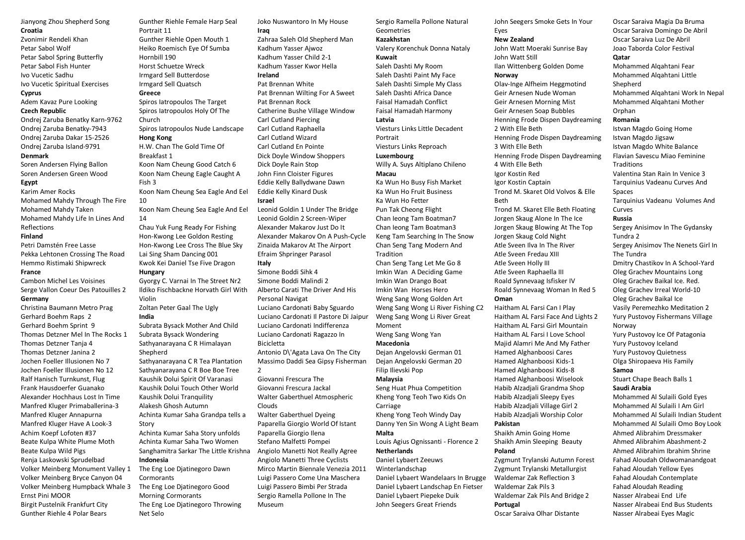Jianyong Zhou Shepherd Song

**Croatia**

Zvonimir Rendeli Khan
Petar Sabol Wolf
Petar Sabol Spring Butterfly
Petar Sabol Fish Hunter
Ivo Vucetic Sadhu
Ivo Vucetic Spiritual Exercises

**Cyprus**

Adem Kavaz Pure Looking

**Czech Republic**

Ondrej Zaruba Benatky Karn-9762
Ondrej Zaruba Benatky-7943
Ondrej Zaruba Dakar 15-2526
Ondrej Zaruba Island-9791

**Denmark**

Soren Andersen Flying Ballon
Soren Andersen Green Wood

**Egypt**

Karim Amer Rocks
Mohamed Mahdy Through The Fire
Mohamed Mahdy Taken
Mohamed Mahdy Life In Lines And Reflections

**Finland**

Petri Damstén Free Lasse
Pekka Lehtonen Crossing The Road
Hemmo Ristimaki Shipwreck

**France**

Cambon Michel Les Voisines
Serge Vallon Coeur Des Patouilles 2

**Germany**

Christina Baumann Metro Prag
Gerhard Boehm Raps 2
Gerhard Boehm Sprint 9
Thomas Detzner Mel In The Rocks 1
Thomas Detzner Tanja 4
Thomas Detzner Janina 2
Jochen Foeller Illusionen No 7
Jochen Foeller Illusionen No 12
Ralf Hanisch Turnkunst, Flug
Frank Hausdoerfer Guanako
Alexander Hochhaus Lost In Time
Manfred Kluger Primaballerina-3
Manfred Kluger Annapurna
Manfred Kluger Have A Look-3
Achim Koepf Lofoten #37
Beate Kulpa White Plume Moth
Beate Kulpa Wild Pigs
Renja Laskowski Sprudelbad
Volker Meinberg Monument Valley 1
Volker Meinberg Bryce Canyon 04
Volker Meinberg Humpback Whale 3
Ernst Pini MOOR
Birgit Pustelnik Frankfurt City
Gunther Riehle 4 Polar Bears
Gunther Riehle Female Harp Seal Portrait 11
Gunther Riehle Open Mouth 1
Heiko Roemisch Eye Of Sumba Hornbill 190
Horst Schuetze Wreck
Irmgard Sell Butterdose
Irmgard Sell Quatsch

**Greece**

Spiros Iatropoulos The Target
Spiros Iatropoulos Holy Of The Church
Spiros Iatropoulos Nude Landscape

**Hong Kong**

H.W. Chan The Gold Time Of Breakfast 1
Koon Nam Cheung Good Catch 6
Koon Nam Cheung Eagle Caught A Fish 3
Koon Nam Cheung Sea Eagle And Eel 10
Koon Nam Cheung Sea Eagle And Eel 14
Chau Yuk Fung Ready For Fishing
Hon-Kwong Lee Goldon Resting
Hon-Kwong Lee Cross The Blue Sky
Lai Sing Sham Dancing 001
Kwok Kei Daniel Tse Five Dragon

**Hungary**

Gyorgy C. Varnai In The Street Nr2
Ildiko Fischbackne Horvath Girl With Violin
Zoltan Peter Gaal The Ugly

**India**

Subrata Bysack Mother And Child
Subrata Bysack Wondering
Sathyanarayana C R Himalayan Shepherd
Sathyanarayana C R Tea Plantation
Sathyanarayana C R Boe Boe Tree
Kaushik Dolui Spirit Of Varanasi
Kaushik Dolui Touch Other World
Kaushik Dolui Tranquility
Alakesh Ghosh Autumn
Achinta Kumar Saha Grandpa tells a Story
Achinta Kumar Saha Story unfolds
Achinta Kumar Saha Two Women
Sanghamitra Sarkar The Little Krishna

**Indonesia**

The Eng Loe Djatinegoro Dawn Cormorants
The Eng Loe Djatinegoro Good Morning Cormorants
The Eng Loe Djatinegoro Throwing Net Selo
Joko Nuswantoro In My House

**Iraq**

Zahraa Saleh Old Shepherd Man
Kadhum Yasser Ajwoz
Kadhum Yasser Child 2-1
Kadhum Yasser Kwor Hella

**Ireland**

Pat Brennan White
Pat Brennan Wilting For A Sweet
Pat Brennan Rock
Catherine Bushe Village Window
Carl Cutland Piercing
Carl Cutland Raphaella
Carl Cutland Wizard
Carl Cutland En Pointe
Dick Doyle Window Shoppers
Dick Doyle Rain Stop
John Finn Cloister Figures
Eddie Kelly Ballydwane Dawn
Eddie Kelly Kinard Dusk

**Israel**

Leonid Goldin 1 Under The Bridge
Leonid Goldin 2 Screen-Wiper
Alexander Makarov Just Do It
Alexander Makarov On A Push-Cycle
Zinaida Makarov At The Airport
Efraim Shpringer Parasol

**Italy**

Simone Boddi Sihk 4
Simone Boddi Malindi 2
Alberto Carati The Driver And His Personal Navigat
Luciano Cardonati Baby Sguardo
Luciano Cardonati Il Pastore Di Jaipur
Luciano Cardonati Indifferenza
Luciano Cardonati Ragazzo In Bicicletta
Antonio D\'Agata Lava On The City
Massimo Daddi Sea Gipsy Fisherman 2
Giovanni Frescura The
Giovanni Frescura Jackal
Walter Gaberthuel Atmospheric Clouds
Walter Gaberthuel Dyeing
Paparella Giorgio World Of Istant
Paparella Giorgio Ilena
Stefano Malfetti Pompei
Angiolo Manetti Not Really Agree
Angiolo Manetti Three Cyclists
Mirco Martin Biennale Venezia 2011
Luigi Passero Come Una Maschera
Luigi Passero Bimbi Per Strada
Sergio Ramella Pollone In The Museum
Sergio Ramella Pollone Natural Geometries

**Kazakhstan**

Valery Korenchuk Donna Nataly

**Kuwait**

Saleh Dashti My Room
Saleh Dashti Paint My Face
Saleh Dashti Simple My Class
Saleh Dashti Africa Dance
Faisal Hamadah Conflict
Faisal Hamadah Harmony

**Latvia**

Viesturs Links Little Decadent Portrait
Viesturs Links Reproach

**Luxembourg**

Willy A. Suys Altiplano Chileno

**Macau**

Ka Wun Ho Busy Fish Market
Ka Wun Ho Fruit Business
Ka Wun Ho Fetter
Pun Tak Cheong Flight
Chan Ieong Tam Boatman7
Chan Ieong Tam Boatman3
Keng Tam Searching In The Snow
Chan Seng Tang Modern And Tradition
Chan Seng Tang Let Me Go 8
Imkin Wan A Deciding Game
Imkin Wan Drango Boat
Imkin Wan Horses Hero
Weng Sang Wong Golden Art
Weng Sang Wong Li River Fishing C2
Weng Sang Wong Li River Great Moment
Weng Sang Wong Yan

**Macedonia**

Dejan Angelovski German 01
Dejan Angelovski German 20
Filip Ilievski Pop

**Malaysia**

Seng Huat Phua Competition
Kheng Yong Teoh Two Kids On Carriage
Kheng Yong Teoh Windy Day
Danny Yen Sin Wong A Light Beam

**Malta**

Louis Agius Ognissanti - Florence 2

**Netherlands**

Daniel Lybaert Zeeuws Winterlandschap
Daniel Lybaert Wandelaars In Brugge
Daniel Lybaert Landschap En Fietser
Daniel Lybaert Piepeke Duik
John Seegers Great Friends
John Seegers Smoke Gets In Your Eyes

**New Zealand**

John Watt Moeraki Sunrise Bay
John Watt Still
Ilan Wittenberg Golden Dome

**Norway**

Olav-Inge Alfheim Heggmotind
Geir Arnesen Nude Woman
Geir Arnesen Morning Mist
Geir Arnesen Soap Bubbles
Henning Frode Dispen Daydreaming 2 With Elle Beth
Henning Frode Dispen Daydreaming 3 With Elle Beth
Henning Frode Dispen Daydreaming 4 With Elle Beth
Igor Kostin Red
Igor Kostin Captain
Trond M. Skaret Old Volvos & Elle Beth
Trond M. Skaret Elle Beth Floating
Jorgen Skaug Alone In The Ice
Jorgen Skaug Blowing At The Top
Jorgen Skaug Cold Night
Atle Sveen Ilva In The River
Atle Sveen Fredau XIII
Atle Sveen Holly III
Atle Sveen Raphaella III
Roald Synnevaag Isfisker IV
Roald Synnevaag Woman In Red 5

**Oman**

Haitham AL Farsi Can I Play
Haitham AL Farsi Face And Lights 2
Haitham AL Farsi Girl Mountain
Haitham AL Farsi I Love School
Majid Alamri Me And My Father
Hamed Alghanboosi Cares
Hamed Alghanboosi Kids-1
Hamed Alghanboosi Kids-8
Hamed Alghanboosi Wiselook
Habib Alzadjali Grandma Shop
Habib Alzadjali Sleepy Eyes
Habib Alzadjali Village Girl 2
Habib Alzadjali Worship Color

**Pakistan**

Shaikh Amin Going Home
Shaikh Amin Sleeping Beauty

**Poland**

Zygmunt Trylanski Autumn Forest
Zygmunt Trylanski Metallurgist
Waldemar Zak Reflection 3
Waldemar Zak Pils 3
Waldemar Zak Pils And Bridge 2

**Portugal**

Oscar Saraiva Olhar Distante
Oscar Saraiva Magia Da Bruma
Oscar Saraiva Domingo De Abril
Oscar Saraiva Luz De Abril
Joao Taborda Color Festival

**Qatar**

Mohammed Alqahtani Fear
Mohammed Alqahtani Little Shepherd
Mohammed Alqahtani Work In Nepal
Mohammed Alqahtani Mother Orphan

**Romania**

Istvan Magdo Going Home
Istvan Magdo Jigsaw
Istvan Magdo White Balance
Flavian Savescu Miao Feminine Traditions
Valentina Stan Rain In Venice 3
Tarquinius Vadeanu Curves And Spaces
Tarquinius Vadeanu Volumes And Curves

**Russia**

Sergey Anisimov In The Gydansky Tundra 2
Sergey Anisimov The Nenets Girl In The Tundra
Dmitry Chastikov In A School-Yard
Oleg Grachev Mountains Long
Oleg Grachev Baikal Ice. Red.
Oleg Grachev Irreal World-10
Oleg Grachev Baikal Ice
Vasily Peremezhko Meditation 2
Yury Pustovoy Fishermans Village Norway
Yury Pustovoy Ice Of Patagonia
Yury Pustovoy Iceland
Yury Pustovoy Quietness
Olga Shiropaeva His Family

**Samoa**

Stuart Chape Beach Balls 1

**Saudi Arabia**

Mohammed Al Sulaili Gold Eyes
Mohammed Al Sulaili I Am Girl
Mohammed Al Sulaili Indian Student
Mohammed Al Sulaili Omo Boy Look
Ahmed Alibrahim Dressmaker
Ahmed Alibrahim Abashment-2
Ahmed Alibrahim Ibrahim Shrine
Fahad Aloudah Oldwomanandgoat
Fahad Aloudah Yellow Eyes
Fahad Aloudah Contemplate
Fahad Aloudah Reading
Nasser Alrabeai End Life
Nasser Alrabeai End Bus Students
Nasser Alrabeai Eyes Magic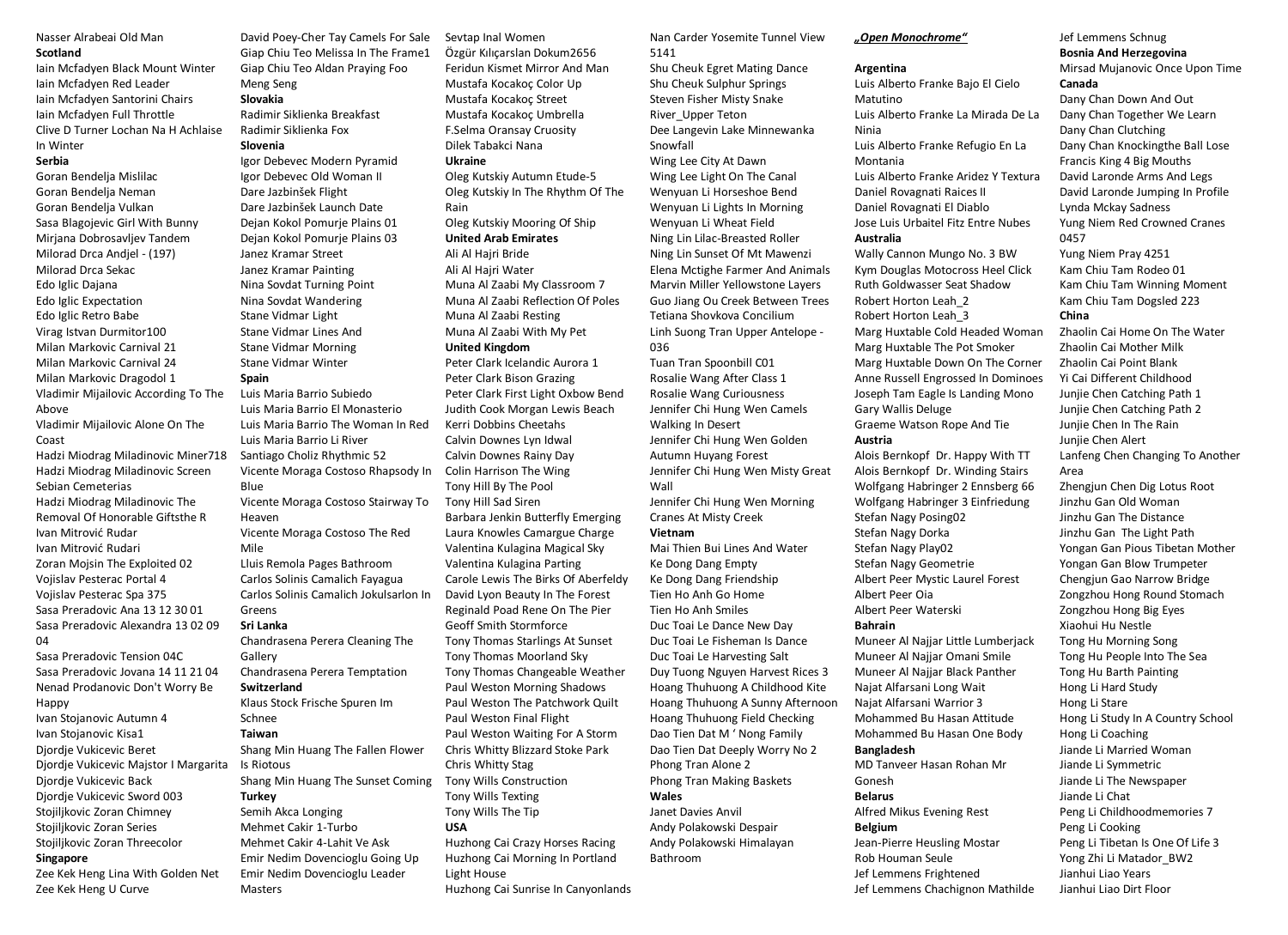Nasser Alrabeai Old Man

**Scotland**

Iain Mcfadyen Black Mount Winter
Iain Mcfadyen Red Leader
Iain Mcfadyen Santorini Chairs
Iain Mcfadyen Full Throttle
Clive D Turner Lochan Na H Achlaise In Winter

**Serbia**

Goran Bendelja Mislilac
Goran Bendelja Neman
Goran Bendelja Vulkan
Sasa Blagojevic Girl With Bunny
Mirjana Dobrosavljev Tandem
Milorad Drca Andjel - (197)
Milorad Drca Sekac
Edo Iglic Dajana
Edo Iglic Expectation
Edo Iglic Retro Babe
Virag Istvan Durmitor100
Milan Markovic Carnival 21
Milan Markovic Carnival 24
Milan Markovic Dragodol 1
Vladimir Mijailovic According To The Above
Vladimir Mijailovic Alone On The Coast
Hadzi Miodrag Miladinovic Miner718
Hadzi Miodrag Miladinovic Screen Sebian Cemeterias
Hadzi Miodrag Miladinovic The Removal Of Honorable Giftsthe R
Ivan Mitrović Rudar
Ivan Mitrović Rudari
Zoran Mojsin The Exploited 02
Vojislav Pesterac Portal 4
Vojislav Pesterac Spa 375
Sasa Preradovic Ana 13 12 30 01
Sasa Preradovic Alexandra 13 02 09 04
Sasa Preradovic Tension 04C
Sasa Preradovic Jovana 14 11 21 04
Nenad Prodanovic Don't Worry Be Happy
Ivan Stojanovic Autumn 4
Ivan Stojanovic Kisa1
Djordje Vukicevic Beret
Djordje Vukicevic Majstor I Margarita
Djordje Vukicevic Back
Djordje Vukicevic Sword 003
Stojiljkovic Zoran Chimney
Stojiljkovic Zoran Series
Stojiljkovic Zoran Threecolor

**Singapore**

Zee Kek Heng Lina With Golden Net
Zee Kek Heng U Curve
David Poey-Cher Tay Camels For Sale
Giap Chiu Teo Melissa In The Frame1
Giap Chiu Teo Aldan Praying Foo Meng Seng

**Slovakia**

Radimir Siklienka Breakfast
Radimir Siklienka Fox

**Slovenia**

Igor Debevec Modern Pyramid
Igor Debevec Old Woman II
Dare Jazbinšek Flight
Dare Jazbinšek Launch Date
Dejan Kokol Pomurje Plains 01
Dejan Kokol Pomurje Plains 03
Janez Kramar Street
Janez Kramar Painting
Nina Sovdat Turning Point
Nina Sovdat Wandering
Stane Vidmar Light
Stane Vidmar Lines And
Stane Vidmar Morning
Stane Vidmar Winter

**Spain**

Luis Maria Barrio Subiedo
Luis Maria Barrio El Monasterio
Luis Maria Barrio The Woman In Red
Luis Maria Barrio Li River
Santiago Choliz Rhythmic 52
Vicente Moraga Costoso Rhapsody In Blue
Vicente Moraga Costoso Stairway To Heaven
Vicente Moraga Costoso The Red Mile
Lluis Remola Pages Bathroom
Carlos Solinis Camalich Fayagua
Carlos Solinis Camalich Jokulsarlon In Greens

**Sri Lanka**

Chandrasena Perera Cleaning The Gallery
Chandrasena Perera Temptation

**Switzerland**

Klaus Stock Frische Spuren Im Schnee

**Taiwan**

Shang Min Huang The Fallen Flower Is Riotous
Shang Min Huang The Sunset Coming

**Turkey**

Semih Akca Longing
Mehmet Cakir 1-Turbo
Mehmet Cakir 4-Lahit Ve Ask
Emir Nedim Dovencioglu Going Up
Emir Nedim Dovencioglu Leader Masters
Sevtap Inal Women
Özgür Kılıçarslan Dokum2656
Feridun Kismet Mirror And Man
Mustafa Kocakoç Color Up
Mustafa Kocakoç Street
Mustafa Kocakoç Umbrella
F.Selma Oransay Cruosity
Dilek Tabakci Nana

**Ukraine**

Oleg Kutskiy Autumn Etude-5
Oleg Kutskiy In The Rhythm Of The Rain
Oleg Kutskiy Mooring Of Ship

**United Arab Emirates**

Ali Al Hajri Bride
Ali Al Hajri Water
Muna Al Zaabi My Classroom 7
Muna Al Zaabi Reflection Of Poles
Muna Al Zaabi Resting
Muna Al Zaabi With My Pet

**United Kingdom**

Peter Clark Icelandic Aurora 1
Peter Clark Bison Grazing
Peter Clark First Light Oxbow Bend
Judith Cook Morgan Lewis Beach
Kerri Dobbins Cheetahs
Calvin Downes Lyn Idwal
Calvin Downes Rainy Day
Colin Harrison The Wing
Tony Hill By The Pool
Tony Hill Sad Siren
Barbara Jenkin Butterfly Emerging
Laura Knowles Camargue Charge
Valentina Kulagina Magical Sky
Valentina Kulagina Parting
Carole Lewis The Birks Of Aberfeldy
David Lyon Beauty In The Forest
Reginald Poad Rene On The Pier
Geoff Smith Stormforce
Tony Thomas Starlings At Sunset
Tony Thomas Moorland Sky
Tony Thomas Changeable Weather
Paul Weston Morning Shadows
Paul Weston The Patchwork Quilt
Paul Weston Final Flight
Paul Weston Waiting For A Storm
Chris Whitty Blizzard Stoke Park
Chris Whitty Stag
Tony Wills Construction
Tony Wills Texting
Tony Wills The Tip

**USA**

Huzhong Cai Crazy Horses Racing
Huzhong Cai Morning In Portland Light House
Huzhong Cai Sunrise In Canyonlands
Nan Carder Yosemite Tunnel View 5141
Shu Cheuk Egret Mating Dance
Shu Cheuk Sulphur Springs
Steven Fisher Misty Snake River_Upper Teton
Dee Langevin Lake Minnewanka Snowfall
Wing Lee City At Dawn
Wing Lee Light On The Canal
Wenyuan Li Horseshoe Bend
Wenyuan Li Lights In Morning
Wenyuan Li Wheat Field
Ning Lin Lilac-Breasted Roller
Ning Lin Sunset Of Mt Mawenzi
Elena Mctighe Farmer And Animals
Marvin Miller Yellowstone Layers
Guo Jiang Ou Creek Between Trees
Tetiana Shovkova Concilium
Linh Suong Tran Upper Antelope - 036
Tuan Tran Spoonbill C01
Rosalie Wang After Class 1
Rosalie Wang Curiousness
Jennifer Chi Hung Wen Camels Walking In Desert
Jennifer Chi Hung Wen Golden Autumn Huyang Forest
Jennifer Chi Hung Wen Misty Great Wall
Jennifer Chi Hung Wen Morning Cranes At Misty Creek

**Vietnam**

Mai Thien Bui Lines And Water
Ke Dong Dang Empty
Ke Dong Dang Friendship
Tien Ho Anh Go Home
Tien Ho Anh Smiles
Duc Toai Le Dance New Day
Duc Toai Le Fisheman Is Dance
Duc Toai Le Harvesting Salt
Duy Tuong Nguyen Harvest Rices 3
Hoang Thuhuong A Childhood Kite
Hoang Thuhuong A Sunny Afternoon
Hoang Thuhuong Field Checking
Dao Tien Dat M ' Nong Family
Dao Tien Dat Deeply Worry No 2
Phong Tran Alone 2
Phong Tran Making Baskets

**Wales**

Janet Davies Anvil
Andy Polakowski Despair
Andy Polakowski Himalayan Bathroom

## *„Open Monochrome"*

**Argentina**

Luis Alberto Franke Bajo El Cielo Matutino
Luis Alberto Franke La Mirada De La Ninia
Luis Alberto Franke Refugio En La Montania
Luis Alberto Franke Aridez Y Textura
Daniel Rovagnati Raices II
Daniel Rovagnati El Diablo
Jose Luis Urbaitel Fitz Entre Nubes

**Australia**

Wally Cannon Mungo No. 3 BW
Kym Douglas Motocross Heel Click
Ruth Goldwasser Seat Shadow
Robert Horton Leah_2
Robert Horton Leah_3
Marg Huxtable Cold Headed Woman
Marg Huxtable The Pot Smoker
Marg Huxtable Down On The Corner
Anne Russell Engrossed In Dominoes
Joseph Tam Eagle Is Landing Mono
Gary Wallis Deluge
Graeme Watson Rope And Tie

**Austria**

Alois Bernkopf Dr. Happy With TT
Alois Bernkopf Dr. Winding Stairs
Wolfgang Habringer 2 Ennsberg 66
Wolfgang Habringer 3 Einfriedung
Stefan Nagy Posing02
Stefan Nagy Dorka
Stefan Nagy Play02
Stefan Nagy Geometrie
Albert Peer Mystic Laurel Forest
Albert Peer Oia
Albert Peer Waterski

**Bahrain**

Muneer Al Najjar Little Lumberjack
Muneer Al Najjar Omani Smile
Muneer Al Najjar Black Panther
Najat Alfarsani Long Wait
Najat Alfarsani Warrior 3
Mohammed Bu Hasan Attitude
Mohammed Bu Hasan One Body

**Bangladesh**

MD Tanveer Hasan Rohan Mr Gonesh

**Belarus**

Alfred Mikus Evening Rest

**Belgium**

Jean-Pierre Heusling Mostar
Rob Houman Seule
Jef Lemmens Frightened
Jef Lemmens Chachignon Mathilde
Jef Lemmens Schnug

**Bosnia And Herzegovina**

Mirsad Mujanovic Once Upon Time

**Canada**

Dany Chan Down And Out
Dany Chan Together We Learn
Dany Chan Clutching
Dany Chan Knockingthe Ball Lose
Francis King 4 Big Mouths
David Laronde Arms And Legs
David Laronde Jumping In Profile
Lynda Mckay Sadness
Yung Niem Red Crowned Cranes 0457
Yung Niem Pray 4251
Kam Chiu Tam Rodeo 01
Kam Chiu Tam Winning Moment
Kam Chiu Tam Dogsled 223

**China**

Zhaolin Cai Home On The Water
Zhaolin Cai Mother Milk
Zhaolin Cai Point Blank
Yi Cai Different Childhood
Junjie Chen Catching Path 1
Junjie Chen Catching Path 2
Junjie Chen In The Rain
Junjie Chen Alert
Lanfeng Chen Changing To Another Area
Zhengjun Chen Dig Lotus Root
Jinzhu Gan Old Woman
Jinzhu Gan The Distance
Jinzhu Gan The Light Path
Yongan Gan Pious Tibetan Mother
Yongan Gan Blow Trumpeter
Chengjun Gao Narrow Bridge
Zongzhou Hong Round Stomach
Zongzhou Hong Big Eyes
Xiaohui Hu Nestle
Tong Hu Morning Song
Tong Hu People Into The Sea
Tong Hu Barth Painting
Hong Li Hard Study
Hong Li Stare
Hong Li Study In A Country School
Hong Li Coaching
Jiande Li Married Woman
Jiande Li Symmetric
Jiande Li The Newspaper
Jiande Li Chat
Peng Li Childhoodmemories 7
Peng Li Cooking
Peng Li Tibetan Is One Of Life 3
Yong Zhi Li Matador_BW2
Jianhui Liao Years
Jianhui Liao Dirt Floor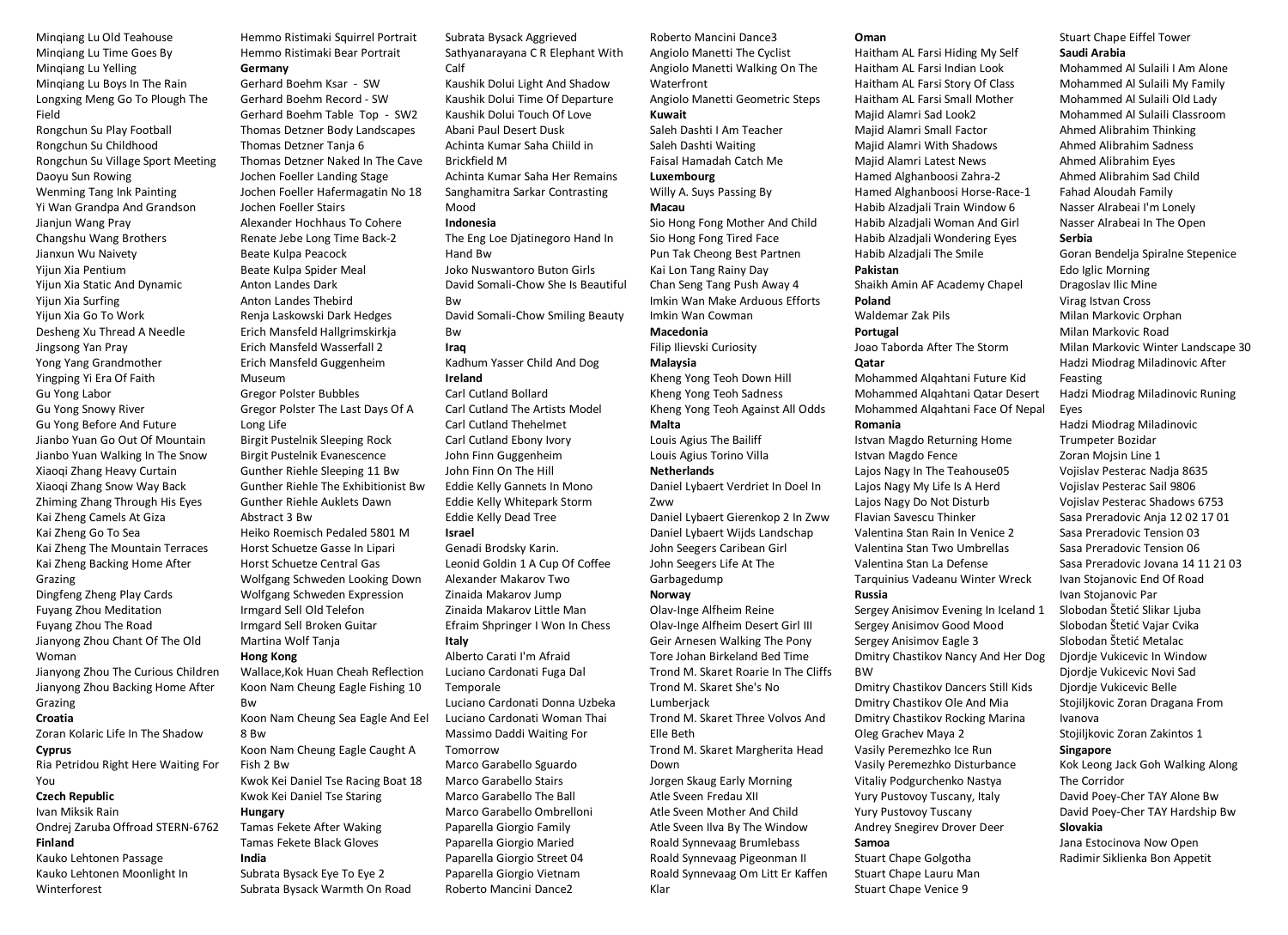Minqiang Lu Old Teahouse
Minqiang Lu Time Goes By
Minqiang Lu Yelling
Minqiang Lu Boys In The Rain
Longxing Meng Go To Plough The Field
Rongchun Su Play Football
Rongchun Su Childhood
Rongchun Su Village Sport Meeting
Daoyu Sun Rowing
Wenming Tang Ink Painting
Yi Wan Grandpa And Grandson
Jianjun Wang Pray
Changshu Wang Brothers
Jianxun Wu Naivety
Yijun Xia Pentium
Yijun Xia Static And Dynamic
Yijun Xia Surfing
Yijun Xia Go To Work
Desheng Xu Thread A Needle
Jingsong Yan Pray
Yong Yang Grandmother
Yingping Yi Era Of Faith
Gu Yong Labor
Gu Yong Snowy River
Gu Yong Before And Future
Jianbo Yuan Go Out Of Mountain
Jianbo Yuan Walking In The Snow
Xiaoqi Zhang Heavy Curtain
Xiaoqi Zhang Snow Way Back
Zhiming Zhang Through His Eyes
Kai Zheng Camels At Giza
Kai Zheng Go To Sea
Kai Zheng The Mountain Terraces
Kai Zheng Backing Home After Grazing
Dingfeng Zheng Play Cards
Fuyang Zhou Meditation
Fuyang Zhou The Road
Jianyong Zhou Chant Of The Old Woman
Jianyong Zhou The Curious Children
Jianyong Zhou Backing Home After Grazing

**Croatia**
Zoran Kolaric Life In The Shadow

**Cyprus**
Ria Petridou Right Here Waiting For You

**Czech Republic**
Ivan Miksik Rain
Ondrej Zaruba Offroad STERN-6762

**Finland**
Kauko Lehtonen Passage
Kauko Lehtonen Moonlight In Winterforest
Hemmo Ristimaki Squirrel Portrait
Hemmo Ristimaki Bear Portrait

**Germany**
Gerhard Boehm Ksar - SW
Gerhard Boehm Record - SW
Gerhard Boehm Table Top - SW2
Thomas Detzner Body Landscapes
Thomas Detzner Tanja 6
Thomas Detzner Naked In The Cave
Jochen Foeller Landing Stage
Jochen Foeller Hafermagatin No 18
Jochen Foeller Stairs
Alexander Hochhaus To Cohere
Renate Jebe Long Time Back-2
Beate Kulpa Peacock
Beate Kulpa Spider Meal
Anton Landes Dark
Anton Landes Thebird
Renja Laskowski Dark Hedges
Erich Mansfeld Hallgrimskirkja
Erich Mansfeld Wasserfall 2
Erich Mansfeld Guggenheim Museum
Gregor Polster Bubbles
Gregor Polster The Last Days Of A Long Life
Birgit Pustelnik Sleeping Rock
Birgit Pustelnik Evanescence
Gunther Riehle Sleeping 11 Bw
Gunther Riehle The Exhibitionist Bw
Gunther Riehle Auklets Dawn Abstract 3 Bw
Heiko Roemisch Pedaled 5801 M
Horst Schuetze Gasse In Lipari
Horst Schuetze Central Gas
Wolfgang Schweden Looking Down
Wolfgang Schweden Expression
Irmgard Sell Old Telefon
Irmgard Sell Broken Guitar
Martina Wolf Tanja

**Hong Kong**
Wallace,Kok Huan Cheah Reflection
Koon Nam Cheung Eagle Fishing 10 Bw
Koon Nam Cheung Sea Eagle And Eel 8 Bw
Koon Nam Cheung Eagle Caught A Fish 2 Bw
Kwok Kei Daniel Tse Racing Boat 18
Kwok Kei Daniel Tse Staring

**Hungary**
Tamas Fekete After Waking
Tamas Fekete Black Gloves

**India**
Subrata Bysack Eye To Eye 2
Subrata Bysack Warmth On Road
Subrata Bysack Aggrieved
Sathyanarayana C R Elephant With Calf
Kaushik Dolui Light And Shadow
Kaushik Dolui Time Of Departure
Kaushik Dolui Touch Of Love
Abani Paul Desert Dusk
Achinta Kumar Saha Chiild in Brickfield M
Achinta Kumar Saha Her Remains
Sanghamitra Sarkar Contrasting Mood

**Indonesia**
The Eng Loe Djatinegoro Hand In Hand Bw
Joko Nuswantoro Buton Girls
David Somali-Chow She Is Beautiful Bw
David Somali-Chow Smiling Beauty Bw

**Iraq**
Kadhum Yasser Child And Dog

**Ireland**
Carl Cutland Bollard
Carl Cutland The Artists Model
Carl Cutland Thehelmet
Carl Cutland Ebony Ivory
John Finn Guggenheim
John Finn On The Hill
Eddie Kelly Gannets In Mono
Eddie Kelly Whitepark Storm
Eddie Kelly Dead Tree

**Israel**
Genadi Brodsky Karin.
Leonid Goldin 1 A Cup Of Coffee
Alexander Makarov Two
Zinaida Makarov Jump
Zinaida Makarov Little Man
Efraim Shpringer I Won In Chess

**Italy**
Alberto Carati I'm Afraid
Luciano Cardonati Fuga Dal Temporale
Luciano Cardonati Donna Uzbeka
Luciano Cardonati Woman Thai
Massimo Daddi Waiting For Tomorrow
Marco Garabello Sguardo
Marco Garabello Stairs
Marco Garabello The Ball
Marco Garabello Ombrelloni
Paparella Giorgio Family
Paparella Giorgio Maried
Paparella Giorgio Street 04
Paparella Giorgio Vietnam
Roberto Mancini Dance2
Roberto Mancini Dance3
Angiolo Manetti The Cyclist
Angiolo Manetti Walking On The Waterfront
Angiolo Manetti Geometric Steps

**Kuwait**
Saleh Dashti I Am Teacher
Saleh Dashti Waiting
Faisal Hamadah Catch Me

**Luxembourg**
Willy A. Suys Passing By

**Macau**
Sio Hong Fong Mother And Child
Sio Hong Fong Tired Face
Pun Tak Cheong Best Partnen
Kai Lon Tang Rainy Day
Chan Seng Tang Push Away 4
Imkin Wan Make Arduous Efforts
Imkin Wan Cowman

**Macedonia**
Filip Ilievski Curiosity

**Malaysia**
Kheng Yong Teoh Down Hill
Kheng Yong Teoh Sadness
Kheng Yong Teoh Against All Odds

**Malta**
Louis Agius The Bailiff
Louis Agius Torino Villa

**Netherlands**
Daniel Lybaert Verdriet In Doel In Zww
Daniel Lybaert Gierenkop 2 In Zww
Daniel Lybaert Wijds Landschap
John Seegers Caribean Girl
John Seegers Life At The Garbagedump

**Norway**
Olav-Inge Alfheim Reine
Olav-Inge Alfheim Desert Girl III
Geir Arnesen Walking The Pony
Tore Johan Birkeland Bed Time
Trond M. Skaret Roarie In The Cliffs
Trond M. Skaret She's No Lumberjack
Trond M. Skaret Three Volvos And Elle Beth
Trond M. Skaret Margherita Head Down
Jorgen Skaug Early Morning
Atle Sveen Fredau XII
Atle Sveen Mother And Child
Atle Sveen Ilva By The Window
Roald Synnevaag Brumlebass
Roald Synnevaag Pigeonman II
Roald Synnevaag Om Litt Er Kaffen Klar

**Oman**
Haitham AL Farsi Hiding My Self
Haitham AL Farsi Indian Look
Haitham AL Farsi Story Of Class
Haitham AL Farsi Small Mother
Majid Alamri Sad Look2
Majid Alamri Small Factor
Majid Alamri With Shadows
Majid Alamri Latest News
Hamed Alghanboosi Zahra-2
Hamed Alghanboosi Horse-Race-1
Habib Alzadjali Train Window 6
Habib Alzadjali Woman And Girl
Habib Alzadjali Wondering Eyes
Habib Alzadjali The Smile

**Pakistan**
Shaikh Amin AF Academy Chapel

**Poland**
Waldemar Zak Pils

**Portugal**
Joao Taborda After The Storm

**Qatar**
Mohammed Alqahtani Future Kid
Mohammed Alqahtani Qatar Desert
Mohammed Alqahtani Face Of Nepal

**Romania**
Istvan Magdo Returning Home
Istvan Magdo Fence
Lajos Nagy In The Teahouse05
Lajos Nagy My Life Is A Herd
Lajos Nagy Do Not Disturb
Flavian Savescu Thinker
Valentina Stan Rain In Venice 2
Valentina Stan Two Umbrellas
Valentina Stan La Defense
Tarquinius Vadeanu Winter Wreck

**Russia**
Sergey Anisimov Evening In Iceland 1
Sergey Anisimov Good Mood
Sergey Anisimov Eagle 3
Dmitry Chastikov Nancy And Her Dog BW
Dmitry Chastikov Dancers Still Kids
Dmitry Chastikov Ole And Mia
Dmitry Chastikov Rocking Marina
Oleg Grachev Maya 2
Vasily Peremezhko Ice Run
Vasily Peremezhko Disturbance
Vitaliy Podgurchenko Nastya
Yury Pustovoy Tuscany, Italy
Yury Pustovoy Tuscany
Andrey Snegirev Drover Deer

**Samoa**
Stuart Chape Golgotha
Stuart Chape Lauru Man
Stuart Chape Venice 9
Stuart Chape Eiffel Tower

**Saudi Arabia**
Mohammed Al Sulaili I Am Alone
Mohammed Al Sulaili My Family
Mohammed Al Sulaili Old Lady
Mohammed Al Sulaili Classroom
Ahmed Alibrahim Thinking
Ahmed Alibrahim Sadness
Ahmed Alibrahim Eyes
Ahmed Alibrahim Sad Child
Fahad Aloudah Family
Nasser Alrabeai I'm Lonely
Nasser Alrabeai In The Open

**Serbia**
Goran Bendelja Spiralne Stepenice
Edo Iglic Morning
Dragoslav Ilic Mine
Virag Istvan Cross
Milan Markovic Orphan
Milan Markovic Road
Milan Markovic Winter Landscape 30
Hadzi Miodrag Miladinovic After Feasting
Hadzi Miodrag Miladinovic Runing Eyes
Hadzi Miodrag Miladinovic Trumpeter Bozidar
Zoran Mojsin Line 1
Vojislav Pesterac Nadja 8635
Vojislav Pesterac Sail 9806
Vojislav Pesterac Shadows 6753
Sasa Preradovic Anja 12 02 17 01
Sasa Preradovic Tension 03
Sasa Preradovic Tension 06
Sasa Preradovic Jovana 14 11 21 03
Ivan Stojanovic End Of Road
Ivan Stojanovic Par
Slobodan Štetić Slikar Ljuba
Slobodan Štetić Vajar Cvika
Slobodan Štetić Metalac
Djordje Vukicevic In Window
Djordje Vukicevic Novi Sad
Djordje Vukicevic Belle
Stojiljkovic Zoran Dragana From Ivanova
Stojiljkovic Zoran Zakintos 1

**Singapore**
Kok Leong Jack Goh Walking Along The Corridor
David Poey-Cher TAY Alone Bw
David Poey-Cher TAY Hardship Bw

**Slovakia**
Jana Estocinova Now Open
Radimir Siklienka Bon Appetit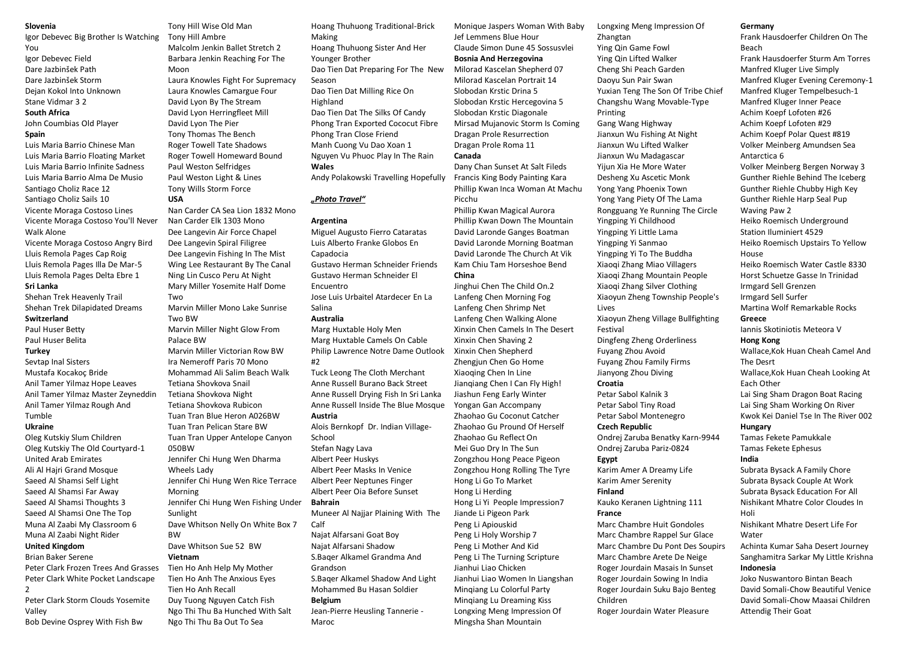**Slovenia**

Igor Debevec Big Brother Is Watching You
Igor Debevec Field
Dare Jazbinšek Path
Dare Jazbinšek Storm
Dejan Kokol Into Unknown
Stane Vidmar 3 2

**South Africa**

John Coumbias Old Player

**Spain**

Luis Maria Barrio Chinese Man
Luis Maria Barrio Floating Market
Luis Maria Barrio Infinite Sadness
Luis Maria Barrio Alma De Musio
Santiago Choliz Race 12
Santiago Choliz Sails 10
Vicente Moraga Costoso Lines
Vicente Moraga Costoso You'll Never Walk Alone
Vicente Moraga Costoso Angry Bird
Lluis Remola Pages Cap Roig
Lluis Remola Pages Illa De Mar-5
Lluis Remola Pages Delta Ebre 1

**Sri Lanka**

Shehan Trek Heavenly Trail
Shehan Trek Dilapidated Dreams

**Switzerland**

Paul Huser Betty
Paul Huser Belita

**Turkey**

Sevtap Inal Sisters
Mustafa Kocakoç Bride
Anil Tamer Yilmaz Hope Leaves
Anil Tamer Yilmaz Master Zeyneddin
Anil Tamer Yilmaz Rough And Tumble

**Ukraine**

Oleg Kutskiy Slum Children
Oleg Kutskiy The Old Courtyard-1
United Arab Emirates
Ali Al Hajri Grand Mosque
Saeed Al Shamsi Self Light
Saeed Al Shamsi Far Away
Saeed Al Shamsi Thoughts 3
Saeed Al Shamsi One The Top
Muna Al Zaabi My Classroom 6
Muna Al Zaabi Night Rider

**United Kingdom**

Brian Baker Serene
Peter Clark Frozen Trees And Grasses
Peter Clark White Pocket Landscape 2
Peter Clark Storm Clouds Yosemite Valley
Bob Devine Osprey With Fish Bw
Tony Hill Wise Old Man
Tony Hill Ambre
Malcolm Jenkin Ballet Stretch 2
Barbara Jenkin Reaching For The Moon
Laura Knowles Fight For Supremacy
Laura Knowles Camargue Four
David Lyon By The Stream
David Lyon Herringfleet Mill
David Lyon The Pier
Tony Thomas The Bench
Roger Towell Tate Shadows
Roger Towell Homeward Bound
Paul Weston Selfridges
Paul Weston Light & Lines
Tony Wills Storm Force

**USA**

Nan Carder CA Sea Lion 1832 Mono
Nan Carder Elk 1303 Mono
Dee Langevin Air Force Chapel
Dee Langevin Spiral Filigree
Dee Langevin Fishing In The Mist
Wing Lee Restaurant By The Canal
Ning Lin Cusco Peru At Night
Mary Miller Yosemite Half Dome Two
Marvin Miller Mono Lake Sunrise Two BW
Marvin Miller Night Glow From Palace BW
Marvin Miller Victorian Row BW
Ira Nemeroff Paris 70 Mono
Mohammad Ali Salim Beach Walk
Tetiana Shovkova Snail
Tetiana Shovkova Night
Tetiana Shovkova Rubicon
Tuan Tran Blue Heron A026BW
Tuan Tran Pelican Stare BW
Tuan Tran Upper Antelope Canyon 050BW
Jennifer Chi Hung Wen Dharma Wheels Lady
Jennifer Chi Hung Wen Rice Terrace Morning
Jennifer Chi Hung Wen Fishing Under Sunlight
Dave Whitson Nelly On White Box 7 BW
Dave Whitson Sue 52 BW

**Vietnam**

Tien Ho Anh Help My Mother
Tien Ho Anh The Anxious Eyes
Tien Ho Anh Recall
Duy Tuong Nguyen Catch Fish
Ngo Thi Thu Ba Hunched With Salt
Ngo Thi Thu Ba Out To Sea
Hoang Thuhuong Traditional-Brick Making
Hoang Thuhuong Sister And Her Younger Brother
Dao Tien Dat Preparing For The New Season
Dao Tien Dat Milling Rice On Highland
Dao Tien Dat The Silks Of Candy
Phong Tran Exported Cococut Fibre
Phong Tran Close Friend
Manh Cuong Vu Dao Xoan 1
Nguyen Vu Phuoc Play In The Rain

**Wales**

Andy Polakowski Travelling Hopefully

***„Photo Travel“***

**Argentina**

Miguel Augusto Fierro Cataratas
Luis Alberto Franke Globos En Capadocia
Gustavo Herman Schneider Friends
Gustavo Herman Schneider El Encuentro
Jose Luis Urbaitel Atardecer En La Salina

**Australia**

Marg Huxtable Holy Men
Marg Huxtable Camels On Cable
Philip Lawrence Notre Dame Outlook #2
Tuck Leong The Cloth Merchant
Anne Russell Burano Back Street
Anne Russell Drying Fish In Sri Lanka
Anne Russell Inside The Blue Mosque

**Austria**

Alois Bernkopf Dr. Indian Village-School
Stefan Nagy Lava
Albert Peer Huskys
Albert Peer Masks In Venice
Albert Peer Neptunes Finger
Albert Peer Oia Before Sunset

**Bahrain**

Muneer Al Najjar Plaining With The Calf
Najat Alfarsani Goat Boy
Najat Alfarsani Shadow
S.Baqer Alkamel Grandma And Grandson
S.Baqer Alkamel Shadow And Light
Mohammed Bu Hasan Soldier

**Belgium**

Jean-Pierre Heusling Tannerie - Maroc
Monique Jaspers Woman With Baby
Jef Lemmens Blue Hour
Claude Simon Dune 45 Sossusvlei

**Bosnia And Herzegovina**

Milorad Kascelan Shepherd 07
Milorad Kascelan Portrait 14
Slobodan Krstic Drina 5
Slobodan Krstic Hercegovina 5
Slobodan Krstic Diagonale
Mirsad Mujanovic Storm Is Coming
Dragan Prole Resurrection
Dragan Prole Roma 11

**Canada**

Dany Chan Sunset At Salt Fileds
Francis King Body Painting Kara
Phillip Kwan Inca Woman At Machu Picchu
Phillip Kwan Magical Aurora
Phillip Kwan Over The Mountain
David Laronde Ganges Boatman
David Laronde Morning Boatman
David Laronde The Church At Vik
Kam Chiu Tam Horseshoe Bend

**China**

Jinghui Chen The Child On.2
Lanfeng Chen Morning Fog
Lanfeng Chen Shrimp Net
Lanfeng Chen Walking Alone
Xinxin Chen Camels In The Desert
Xinxin Chen Shaving 2
Xinxin Chen Shepherd
Zhengjun Chen Go Home
Xiaoqing Chen In Line
Jianqiang Chen I Can Fly High!
Jiashun Feng Early Winter
Yongan Gan Accompany
Zhaohao Gu Coconut Catcher
Zhaohao Gu Pround Of Herself
Zhaohao Gu Reflect On
Mei Guo Dry In The Sun
Zongzhou Hong Peace Pigeon
Zongzhou Hong Rolling The Tyre
Hong Li Go To Market
Hong Li Herding
Hong Li Yi People Impression7
Jiande Li Pigeon Park
Peng Li Apiouskid
Peng Li Holy Worship 7
Peng Li Mother And Kid
Peng Li The Turning Scripture
Jianhui Liao Chicken
Jianhui Liao Women In Liangshan
Minqiang Lu Colorful Party
Minqiang Lu Dreaming Kiss
Longxing Meng Impression Of Mingsha Shan Mountain
Longxing Meng Impression Of Zhangtan
Ying Qin Game Fowl
Ying Qin Lifted Walker
Cheng Shi Peach Garden
Daoyu Sun Pair Swan
Yuxian Teng The Son Of Tribe Chief
Changshu Wang Movable-Type Printing
Gang Wang Highway
Jianxun Wu Fishing At Night
Jianxun Wu Lifted Walker
Jianxun Wu Madagascar
Yijun Xia He More Water
Desheng Xu Ascetic Monk
Yong Yang Phoenix Town
Yong Yang Piety Of The Lama
Rongguang Ye Running The Circle
Yingping Yi Childhood
Yingping Yi Little Lama
Yingping Yi Sanmao
Yingping Yi To The Buddha
Xiaoqi Zhang Miao Villagers
Xiaoqi Zhang Mountain People
Xiaoqi Zhang Silver Clothing
Xiaoyun Zheng Township People's Lives
Xiaoyun Zheng Village Bullfighting Festival
Dingfeng Zheng Orderliness
Fuyang Zhou Avoid
Fuyang Zhou Family Firms
Jianyong Zhou Diving

**Croatia**

Petar Sabol Kalnik 3
Petar Sabol Tiny Road
Petar Sabol Montenegro

**Czech Republic**

Ondrej Zaruba Benatky Karn-9944
Ondrej Zaruba Pariz-0824

**Egypt**

Karim Amer A Dreamy Life
Karim Amer Serenity

**Finland**

Kauko Keranen Lightning 111

**France**

Marc Chambre Huit Gondoles
Marc Chambre Rappel Sur Glace
Marc Chambre Du Pont Des Soupirs
Marc Chambre Arete De Neige
Roger Jourdain Masais In Sunset
Roger Jourdain Sowing In India
Roger Jourdain Suku Bajo Benteg Children
Roger Jourdain Water Pleasure

**Germany**

Frank Hausdoerfer Children On The Beach
Frank Hausdoerfer Sturm Am Torres
Manfred Kluger Live Simply
Manfred Kluger Evening Ceremony-1
Manfred Kluger Tempelbesuch-1
Manfred Kluger Inner Peace
Achim Koepf Lofoten #26
Achim Koepf Lofoten #29
Achim Koepf Polar Quest #819
Volker Meinberg Amundsen Sea Antarctica 6
Volker Meinberg Bergen Norway 3
Gunther Riehle Behind The Iceberg
Gunther Riehle Chubby High Key
Gunther Riehle Harp Seal Pup Waving Paw 2
Heiko Roemisch Underground Station Iluminiert 4529
Heiko Roemisch Upstairs To Yellow House
Heiko Roemisch Water Castle 8330
Horst Schuetze Gasse In Trinidad
Irmgard Sell Grenzen
Irmgard Sell Surfer
Martina Wolf Remarkable Rocks

**Greece**

Iannis Skotiniotis Meteora V

**Hong Kong**

Wallace,Kok Huan Cheah Camel And The Desrt
Wallace,Kok Huan Cheah Looking At Each Other
Lai Sing Sham Dragon Boat Racing
Lai Sing Sham Working On River
Kwok Kei Daniel Tse In The River 002

**Hungary**

Tamas Fekete Pamukkale
Tamas Fekete Ephesus

**India**

Subrata Bysack A Family Chore
Subrata Bysack Couple At Work
Subrata Bysack Education For All
Nishikant Mhatre Color Cloudes In Holi
Nishikant Mhatre Desert Life For Water
Achinta Kumar Saha Desert Journey
Sanghamitra Sarkar My Little Krishna

**Indonesia**

Joko Nuswantoro Bintan Beach
David Somali-Chow Beautiful Venice
David Somali-Chow Maasai Children Attendig Their Goat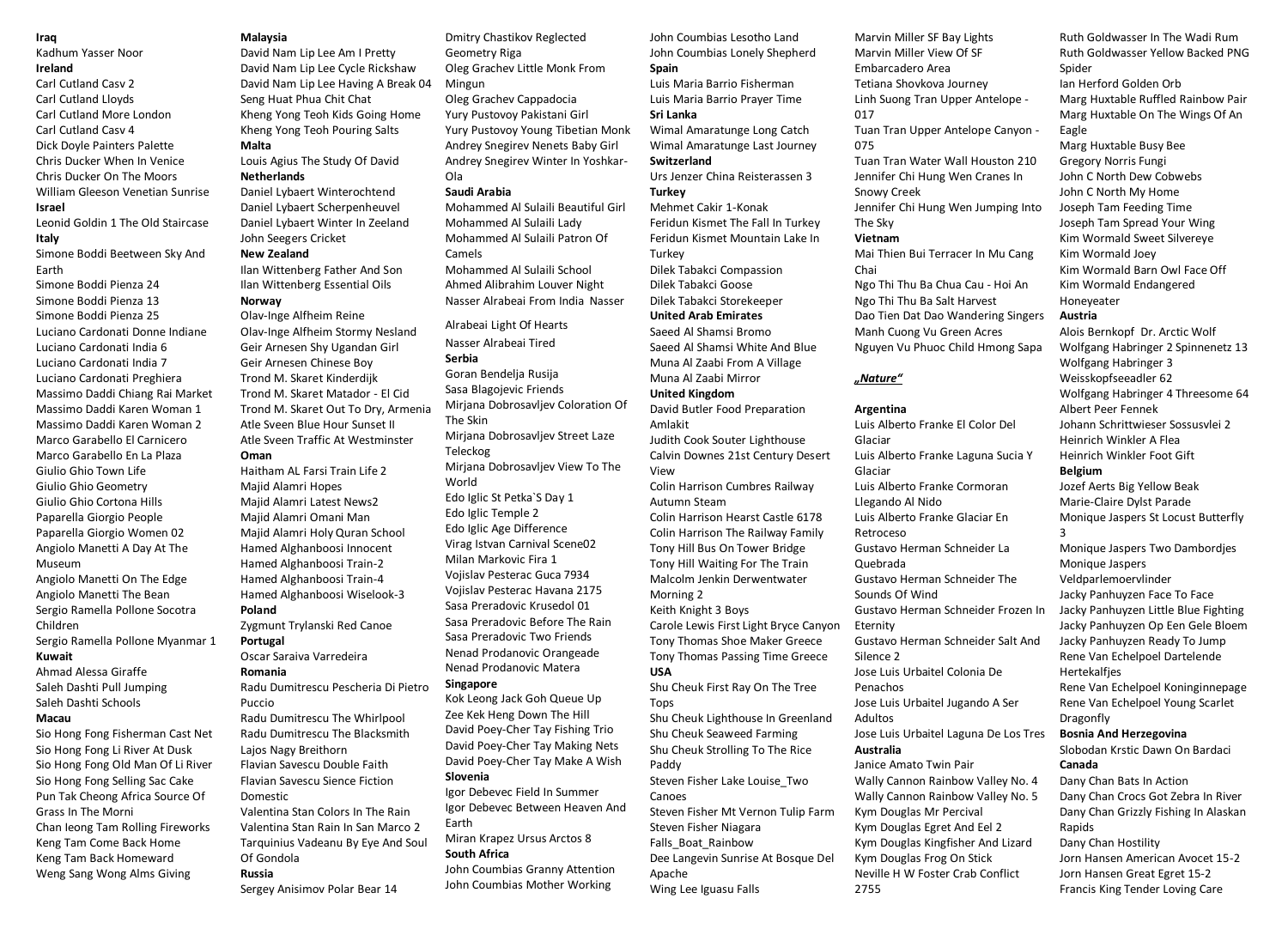**Iraq**

Kadhum Yasser Noor

**Ireland**

Carl Cutland Casv 2
Carl Cutland Lloyds
Carl Cutland More London
Carl Cutland Casv 4
Dick Doyle Painters Palette
Chris Ducker When In Venice
Chris Ducker On The Moors
William Gleeson Venetian Sunrise

**Israel**

Leonid Goldin 1 The Old Staircase

**Italy**

Simone Boddi Beetween Sky And Earth
Simone Boddi Pienza 24
Simone Boddi Pienza 13
Simone Boddi Pienza 25
Luciano Cardonati Donne Indiane
Luciano Cardonati India 6
Luciano Cardonati India 7
Luciano Cardonati Preghiera
Massimo Daddi Chiang Rai Market
Massimo Daddi Karen Woman 1
Massimo Daddi Karen Woman 2
Marco Garabello El Carnicero
Marco Garabello En La Plaza
Giulio Ghio Town Life
Giulio Ghio Geometry
Giulio Ghio Cortona Hills
Paparella Giorgio People
Paparella Giorgio Women 02
Angiolo Manetti A Day At The Museum
Angiolo Manetti On The Edge
Angiolo Manetti The Bean
Sergio Ramella Pollone Socotra Children
Sergio Ramella Pollone Myanmar 1

**Kuwait**

Ahmad Alessa Giraffe
Saleh Dashti Pull Jumping
Saleh Dashti Schools

**Macau**

Sio Hong Fong Fisherman Cast Net
Sio Hong Fong Li River At Dusk
Sio Hong Fong Old Man Of Li River
Sio Hong Fong Selling Sac Cake
Pun Tak Cheong Africa Source Of Grass In The Morni
Chan Ieong Tam Rolling Fireworks
Keng Tam Come Back Home
Keng Tam Back Homeward
Weng Sang Wong Alms Giving

**Malaysia**

David Nam Lip Lee Am I Pretty
David Nam Lip Lee Cycle Rickshaw
David Nam Lip Lee Having A Break 04
Seng Huat Phua Chit Chat
Kheng Yong Teoh Kids Going Home
Kheng Yong Teoh Pouring Salts

**Malta**

Louis Agius The Study Of David

**Netherlands**

Daniel Lybaert Winterochtend
Daniel Lybaert Scherpenheuvel
Daniel Lybaert Winter In Zeeland
John Seegers Cricket

**New Zealand**

Ilan Wittenberg Father And Son
Ilan Wittenberg Essential Oils

**Norway**

Olav-Inge Alfheim Reine
Olav-Inge Alfheim Stormy Nesland
Geir Arnesen Shy Ugandan Girl
Geir Arnesen Chinese Boy
Trond M. Skaret Kinderdijk
Trond M. Skaret Matador - El Cid
Trond M. Skaret Out To Dry, Armenia
Atle Sveen Blue Hour Sunset II
Atle Sveen Traffic At Westminster

**Oman**

Haitham AL Farsi Train Life 2
Majid Alamri Hopes
Majid Alamri Latest News2
Majid Alamri Omani Man
Majid Alamri Holy Quran School
Hamed Alghanboosi Innocent
Hamed Alghanboosi Train-2
Hamed Alghanboosi Train-4
Hamed Alghanboosi Wiselook-3

**Poland**

Zygmunt Trylanski Red Canoe

**Portugal**

Oscar Saraiva Varredeira

**Romania**

Radu Dumitrescu Pescheria Di Pietro Puccio
Radu Dumitrescu The Whirlpool
Radu Dumitrescu The Blacksmith
Lajos Nagy Breithorn
Flavian Savescu Double Faith
Flavian Savescu Sience Fiction Domestic
Valentina Stan Colors In The Rain
Valentina Stan Rain In San Marco 2
Tarquinius Vadeanu By Eye And Soul Of Gondola

**Russia**

Sergey Anisimov Polar Bear 14
Dmitry Chastikov Reglected Geometry Riga
Oleg Grachev Little Monk From Mingun
Oleg Grachev Cappadocia
Yury Pustovoy Pakistani Girl
Yury Pustovoy Young Tibetian Monk
Andrey Snegirev Nenets Baby Girl
Andrey Snegirev Winter In Yoshkar-Ola

**Saudi Arabia**

Mohammed Al Sulaili Beautiful Girl
Mohammed Al Sulaili Lady
Mohammed Al Sulaili Patron Of Camels
Mohammed Al Sulaili School
Ahmed Alibrahim Louver Night
Nasser Alrabeai From India Nasser Alrabeai Light Of Hearts
Nasser Alrabeai Tired

**Serbia**

Goran Bendelja Rusija
Sasa Blagojevic Friends
Mirjana Dobrosavljev Coloration Of The Skin
Mirjana Dobrosavljev Street Laze Teleckog
Mirjana Dobrosavljev View To The World
Edo Iglic St Petka`S Day 1
Edo Iglic Temple 2
Edo Iglic Age Difference
Virag Istvan Carnival Scene02
Milan Markovic Fira 1
Vojislav Pesterac Guca 7934
Vojislav Pesterac Havana 2175
Sasa Preradovic Krusedol 01
Sasa Preradovic Before The Rain
Sasa Preradovic Two Friends
Nenad Prodanovic Orangeade
Nenad Prodanovic Matera

**Singapore**

Kok Leong Jack Goh Queue Up
Zee Kek Heng Down The Hill
David Poey-Cher Tay Fishing Trio
David Poey-Cher Tay Making Nets
David Poey-Cher Tay Make A Wish

**Slovenia**

Igor Debevec Field In Summer
Igor Debevec Between Heaven And Earth
Miran Krapez Ursus Arctos 8

**South Africa**

John Coumbias Granny Attention
John Coumbias Mother Working
John Coumbias Lesotho Land
John Coumbias Lonely Shepherd

**Spain**

Luis Maria Barrio Fisherman
Luis Maria Barrio Prayer Time

**Sri Lanka**

Wimal Amaratunge Long Catch
Wimal Amaratunge Last Journey

**Switzerland**

Urs Jenzer China Reisterassen 3

**Turkey**

Mehmet Cakir 1-Konak
Feridun Kismet The Fall In Turkey
Feridun Kismet Mountain Lake In Turkey
Dilek Tabakci Compassion
Dilek Tabakci Goose
Dilek Tabakci Storekeeper

**United Arab Emirates**

Saeed Al Shamsi Bromo
Saeed Al Shamsi White And Blue
Muna Al Zaabi From A Village
Muna Al Zaabi Mirror

**United Kingdom**

David Butler Food Preparation Amlakit
Judith Cook Souter Lighthouse
Calvin Downes 21st Century Desert View
Colin Harrison Cumbres Railway Autumn Steam
Colin Harrison Hearst Castle 6178
Colin Harrison The Railway Family
Tony Hill Bus On Tower Bridge
Tony Hill Waiting For The Train
Malcolm Jenkin Derwentwater Morning 2
Keith Knight 3 Boys
Carole Lewis First Light Bryce Canyon
Tony Thomas Shoe Maker Greece
Tony Thomas Passing Time Greece

**USA**

Shu Cheuk First Ray On The Tree Tops
Shu Cheuk Lighthouse In Greenland
Shu Cheuk Seaweed Farming
Shu Cheuk Strolling To The Rice Paddy
Steven Fisher Lake Louise_Two Canoes
Steven Fisher Mt Vernon Tulip Farm
Steven Fisher Niagara Falls_Boat_Rainbow
Dee Langevin Sunrise At Bosque Del Apache
Wing Lee Iguasu Falls
Marvin Miller SF Bay Lights
Marvin Miller View Of SF Embarcadero Area
Tetiana Shovkova Journey
Linh Suong Tran Upper Antelope - 017
Tuan Tran Upper Antelope Canyon - 075
Tuan Tran Water Wall Houston 210
Jennifer Chi Hung Wen Cranes In Snowy Creek
Jennifer Chi Hung Wen Jumping Into The Sky

**Vietnam**

Mai Thien Bui Terracer In Mu Cang Chai
Ngo Thi Thu Ba Chua Cau - Hoi An
Ngo Thi Thu Ba Salt Harvest
Dao Tien Dat Dao Wandering Singers
Manh Cuong Vu Green Acres
Nguyen Vu Phuoc Child Hmong Sapa

***„Nature“***

**Argentina**

Luis Alberto Franke El Color Del Glaciar
Luis Alberto Franke Laguna Sucia Y Glaciar
Luis Alberto Franke Cormoran Llegando Al Nido
Luis Alberto Franke Glaciar En Retroceso
Gustavo Herman Schneider La Quebrada
Gustavo Herman Schneider The Sounds Of Wind
Gustavo Herman Schneider Frozen In Eternity
Gustavo Herman Schneider Salt And Silence 2
Jose Luis Urbaitel Colonia De Penachos
Jose Luis Urbaitel Jugando A Ser Adultos
Jose Luis Urbaitel Laguna De Los Tres

**Australia**

Janice Amato Twin Pair
Wally Cannon Rainbow Valley No. 4
Wally Cannon Rainbow Valley No. 5
Kym Douglas Mr Percival
Kym Douglas Egret And Eel 2
Kym Douglas Kingfisher And Lizard
Kym Douglas Frog On Stick
Neville H W Foster Crab Conflict 2755
Ruth Goldwasser In The Wadi Rum
Ruth Goldwasser Yellow Backed PNG Spider
Ian Herford Golden Orb
Marg Huxtable Ruffled Rainbow Pair
Marg Huxtable On The Wings Of An Eagle
Marg Huxtable Busy Bee
Gregory Norris Fungi
John C North Dew Cobwebs
John C North My Home
Joseph Tam Feeding Time
Joseph Tam Spread Your Wing
Kim Wormald Sweet Silvereye
Kim Wormald Joey
Kim Wormald Barn Owl Face Off
Kim Wormald Endangered Honeyeater

**Austria**

Alois Bernkopf Dr. Arctic Wolf
Wolfgang Habringer 2 Spinnenetz 13
Wolfgang Habringer 3 Weisskopfseeadler 62
Wolfgang Habringer 4 Threesome 64
Albert Peer Fennek
Johann Schrittwieser Sossusvlei 2
Heinrich Winkler A Flea
Heinrich Winkler Foot Gift

**Belgium**

Jozef Aerts Big Yellow Beak
Marie-Claire Dylst Parade
Monique Jaspers St Locust Butterfly 3
Monique Jaspers Two Dambordjes
Monique Jaspers Veldparlemoervlinder
Jacky Panhuyzen Face To Face
Jacky Panhuyzen Little Blue Fighting
Jacky Panhuyzen Op Een Gele Bloem
Jacky Panhuyzen Ready To Jump
Rene Van Echelpoel Dartelende Hertekalfjes
Rene Van Echelpoel Koninginnepage
Rene Van Echelpoel Young Scarlet Dragonfly

**Bosnia And Herzegovina**

Slobodan Krstic Dawn On Bardaci

**Canada**

Dany Chan Bats In Action
Dany Chan Crocs Got Zebra In River
Dany Chan Grizzly Fishing In Alaskan Rapids
Dany Chan Hostility
Jorn Hansen American Avocet 15-2
Jorn Hansen Great Egret 15-2
Francis King Tender Loving Care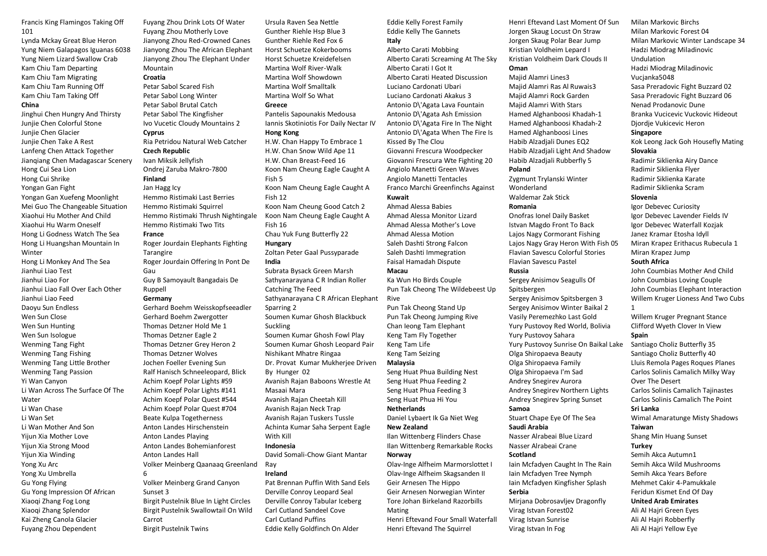Francis King Flamingos Taking Off 101
Lynda Mckay Great Blue Heron
Yung Niem Galapagos Iguanas 6038
Yung Niem Lizard Swallow Crab
Kam Chiu Tam Departing
Kam Chiu Tam Migrating
Kam Chiu Tam Running Off
Kam Chiu Tam Taking Off

**China**

Jinghui Chen Hungry And Thirsty
Junjie Chen Colorful Stone
Junjie Chen Glacier
Junjie Chen Take A Rest
Lanfeng Chen Attack Together
Jianqiang Chen Madagascar Scenery
Hong Cui Sea Lion
Hong Cui Shrike
Yongan Gan Fight
Yongan Gan Xuefeng Moonlight
Mei Guo The Changeable Situation
Xiaohui Hu Mother And Child
Xiaohui Hu Warm Oneself
Hong Li Godness Watch The Sea
Hong Li Huangshan Mountain In Winter
Hong Li Monkey And The Sea
Jianhui Liao Test
Jianhui Liao For
Jianhui Liao Fall Over Each Other
Jianhui Liao Feed
Daoyu Sun Endless
Wen Sun Close
Wen Sun Hunting
Wen Sun Isologue
Wenming Tang Fight
Wenming Tang Fishing
Wenming Tang Little Brother
Wenming Tang Passion
Yi Wan Canyon
Li Wan Across The Surface Of The Water
Li Wan Chase
Li Wan Set
Li Wan Mother And Son
Yijun Xia Mother Love
Yijun Xia Strong Mood
Yijun Xia Winding
Yong Xu Arc
Yong Xu Umbrella
Gu Yong Flying
Gu Yong Impression Of African
Xiaoqi Zhang Fog Long
Xiaoqi Zhang Splendor
Kai Zheng Canola Glacier
Fuyang Zhou Dependent
Fuyang Zhou Drink Lots Of Water
Fuyang Zhou Motherly Love
Jianyong Zhou Red-Crowned Canes
Jianyong Zhou The African Elephant
Jianyong Zhou The Elephant Under Mountain

**Croatia**

Petar Sabol Scared Fish
Petar Sabol Long Winter
Petar Sabol Brutal Catch
Petar Sabol The Kingfisher
Ivo Vucetic Cloudy Mountains 2

**Cyprus**

Ria Petridou Natural Web Catcher

**Czech Republic**

Ivan Miksik Jellyfish
Ondrej Zaruba Makro-7800

**Finland**

Jan Hagg Icy
Hemmo Ristimaki Last Berries
Hemmo Ristimaki Squirrel
Hemmo Ristimaki Thrush Nightingale
Hemmo Ristimaki Two Tits

**France**

Roger Jourdain Elephants Fighting Tarangire
Roger Jourdain Offering In Pont De Gau
Guy B Samoyault Bangadais De Ruppell

**Germany**

Gerhard Boehm Weisskopfseeadler
Gerhard Boehm Zwergotter
Thomas Detzner Hold Me 1
Thomas Detzner Eagle 2
Thomas Detzner Grey Heron 2
Thomas Detzner Wolves
Jochen Foeller Evening Sun
Ralf Hanisch Schneeleopard, Blick
Achim Koepf Polar Lights #59
Achim Koepf Polar Lights #141
Achim Koepf Polar Quest #544
Achim Koepf Polar Quest #704
Beate Kulpa Togetherness
Anton Landes Hirschenstein
Anton Landes Playing
Anton Landes Bohemianforest
Anton Landes Hall
Volker Meinberg Qaanaaq Greenland 6
Volker Meinberg Grand Canyon Sunset 3
Birgit Pustelnik Blue In Light Circles
Birgit Pustelnik Swallowtail On Wild Carrot
Birgit Pustelnik Twins
Ursula Raven Sea Nettle
Gunther Riehle Hsp Blue 3
Gunther Riehle Red Fox 6
Horst Schuetze Kokerbooms
Horst Schuetze Kreidefelsen
Martina Wolf River-Walk
Martina Wolf Showdown
Martina Wolf Smalltalk
Martina Wolf So What

**Greece**

Pantelis Sapounakis Medousa
Iannis Skotiniotis For Daily Nectar IV

**Hong Kong**

H.W. Chan Happy To Embrace 1
H.W. Chan Snow Wild Ape 11
H.W. Chan Breast-Feed 16
Koon Nam Cheung Eagle Caught A Fish 5
Koon Nam Cheung Eagle Caught A Fish 12
Koon Nam Cheung Good Catch 2
Koon Nam Cheung Eagle Caught A Fish 16
Chau Yuk Fung Butterfly 22

**Hungary**

Zoltan Peter Gaal Pussyparade

**India**

Subrata Bysack Green Marsh
Sathyanarayana C R Indian Roller Catching The Feed
Sathyanarayana C R African Elephant Sparring 2
Soumen Kumar Ghosh Blackbuck Suckling
Soumen Kumar Ghosh Fowl Play
Soumen Kumar Ghosh Leopard Pair
Nishikant Mhatre Ringaa
Dr. Provat Kumar Mukherjee Driven By Hunger 02
Avanish Rajan Baboons Wrestle At Masaai Mara
Avanish Rajan Cheetah Kill
Avanish Rajan Neck Trap
Avanish Rajan Tuskers Tussle
Achinta Kumar Saha Serpent Eagle With Kill

**Indonesia**

David Somali-Chow Giant Mantar Ray

**Ireland**

Pat Brennan Puffin With Sand Eels
Derville Conroy Leopard Seal
Derville Conroy Tabular Iceberg
Carl Cutland Sandeel Cove
Carl Cutland Puffins
Eddie Kelly Goldfinch On Alder
Eddie Kelly Forest Family
Eddie Kelly The Gannets

**Italy**

Alberto Carati Mobbing
Alberto Carati Screaming At The Sky
Alberto Carati I Got It
Alberto Carati Heated Discussion
Luciano Cardonati Ubari
Luciano Cardonati Akakus 3
Antonio D\'Agata Lava Fountain
Antonio D\'Agata Ash Emission
Antonio D\'Agata Fire In The Night
Antonio D\'Agata When The Fire Is Kissed By The Clou
Giovanni Frescura Woodpecker
Giovanni Frescura Wte Fighting 20
Angiolo Manetti Green Waves
Angiolo Manetti Tentacles
Franco Marchi Greenfinchs Against

**Kuwait**

Ahmad Alessa Babies
Ahmad Alessa Monitor Lizard
Ahmad Alessa Mother's Love
Ahmad Alessa Motion
Saleh Dashti Strong Falcon
Saleh Dashti Immegration
Faisal Hamadah Dispute

**Macau**

Ka Wun Ho Birds Couple
Pun Tak Cheong The Wildebeest Up Rive
Pun Tak Cheong Stand Up
Pun Tak Cheong Jumping Rive
Chan Ieong Tam Elephant
Keng Tam Fly Together
Keng Tam Life
Keng Tam Seizing

**Malaysia**

Seng Huat Phua Building Nest
Seng Huat Phua Feeding 2
Seng Huat Phua Feeding 3
Seng Huat Phua Hi You

**Netherlands**

Daniel Lybaert Ik Ga Niet Weg

**New Zealand**

Ilan Wittenberg Flinders Chase
Ilan Wittenberg Remarkable Rocks

**Norway**

Olav-Inge Alfheim Marmorslottet I
Olav-Inge Alfheim Skagsanden II
Geir Arnesen The Hippo
Geir Arnesen Norwegian Winter
Tore Johan Birkeland Razorbills Mating
Henri Eftevand Four Small Waterfall
Henri Eftevand The Squirrel
Henri Eftevand Last Moment Of Sun
Jorgen Skaug Locust On Straw
Jorgen Skaug Polar Bear Jump
Kristian Voldheim Lepard I
Kristian Voldheim Dark Clouds II

**Oman**

Majid Alamri Lines3
Majid Alamri Ras Al Ruwais3
Majid Alamri Rock Garden
Majid Alamri With Stars
Hamed Alghanboosi Khadah-1
Hamed Alghanboosi Khadah-2
Hamed Alghanboosi Lines
Habib Alzadjali Dunes EQ2
Habib Alzadjali Light And Shadow
Habib Alzadjali Rubberfly 5

**Poland**

Zygmunt Trylanski Winter Wonderland
Waldemar Zak Stick

**Romania**

Onofras Ionel Daily Basket
Istvan Magdo Front To Back
Lajos Nagy Cormorant Fishing
Lajos Nagy Gray Heron With Fish 05
Flavian Savescu Colorful Stories
Flavian Savescu Pastel

**Russia**

Sergey Anisimov Seagulls Of Spitsbergen
Sergey Anisimov Spitsbergen 3
Sergey Anisimov Winter Baikal 2
Vasily Peremezhko Last Gold
Yury Pustovoy Red World, Bolivia
Yury Pustovoy Sahara
Yury Pustovoy Sunrise On Baikal Lake
Olga Shiropaeva Beauty
Olga Shiropaeva Family
Olga Shiropaeva I'm Sad
Andrey Snegirev Aurora
Andrey Snegirev Northern Lights
Andrey Snegirev Spring Sunset

**Samoa**

Stuart Chape Eye Of The Sea

**Saudi Arabia**

Nasser Alrabeai Blue Lizard
Nasser Alrabeai Crane

**Scotland**

Iain Mcfadyen Caught In The Rain
Iain Mcfadyen Tree Nymph
Iain Mcfadyen Kingfisher Splash

**Serbia**

Mirjana Dobrosavljev Dragonfly
Virag Istvan Forest02
Virag Istvan Sunrise
Virag Istvan In Fog
Milan Markovic Birchs
Milan Markovic Forest 04
Milan Markovic Winter Landscape 34
Hadzi Miodrag Miladinovic Undulation
Hadzi Miodrag Miladinovic Vucjanka5048
Sasa Preradovic Fight Buzzard 02
Sasa Preradovic Fight Buzzard 06
Nenad Prodanovic Dune
Branka Vucicevic Vuckovic Hideout
Djordje Vukicevic Heron

**Singapore**

Kok Leong Jack Goh Housefly Mating

**Slovakia**

Radimir Siklienka Airy Dance
Radimir Siklienka Flyer
Radimir Siklienka Karate
Radimir Siklienka Scram

**Slovenia**

Igor Debevec Curiosity
Igor Debevec Lavender Fields IV
Igor Debevec Waterfall Kozjak
Janez Kramar Etosha Idyll
Miran Krapez Erithacus Rubecula 1
Miran Krapez Jump

**South Africa**

John Coumbias Mother And Child
John Coumbias Loving Couple
John Coumbias Elephant Interaction
Willem Kruger Lioness And Two Cubs 1
Willem Kruger Pregnant Stance
Clifford Wyeth Clover In View

**Spain**

Santiago Choliz Butterfly 35
Santiago Choliz Butterfly 40
Lluis Remola Pages Roques Planes
Carlos Solinis Camalich Milky Way Over The Desert
Carlos Solinis Camalich Tajinastes
Carlos Solinis Camalich The Point

**Sri Lanka**

Wimal Amaratunge Misty Shadows

**Taiwan**

Shang Min Huang Sunset

**Turkey**

Semih Akca Autumn1
Semih Akca Wild Mushrooms
Semih Akca Years Before
Mehmet Cakir 4-Pamukkale
Feridun Kismet End Of Day

**United Arab Emirates**

Ali Al Hajri Green Eyes
Ali Al Hajri Robberfly
Ali Al Hajri Yellow Eye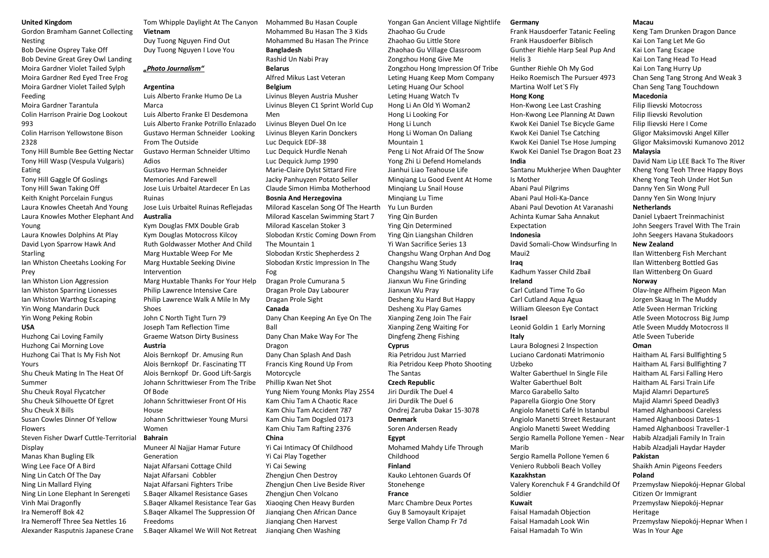**United Kingdom**

Gordon Bramham Gannet Collecting Nesting
Bob Devine Osprey Take Off
Bob Devine Great Grey Owl Landing
Moira Gardner Violet Tailed Sylph
Moira Gardner Red Eyed Tree Frog
Moira Gardner Violet Tailed Sylph Feeding
Moira Gardner Tarantula
Colin Harrison Prairie Dog Lookout 993
Colin Harrison Yellowstone Bison 2328
Tony Hill Bumble Bee Getting Nectar
Tony Hill Wasp (Vespula Vulgaris) Eating
Tony Hill Gaggle Of Goslings
Tony Hill Swan Taking Off
Keith Knight Porcelain Fungus
Laura Knowles Cheetah And Young
Laura Knowles Mother Elephant And Young
Laura Knowles Dolphins At Play
David Lyon Sparrow Hawk And Starling
Ian Whiston Cheetahs Looking For Prey
Ian Whiston Lion Aggression
Ian Whiston Sparring Lionesses
Ian Whiston Warthog Escaping
Yin Wong Mandarin Duck
Yin Wong Peking Robin

**USA**

Huzhong Cai Loving Family
Huzhong Cai Morning Love
Huzhong Cai That Is My Fish Not Yours
Shu Cheuk Mating In The Heat Of Summer
Shu Cheuk Royal Flycatcher
Shu Cheuk Silhouette Of Egret
Shu Cheuk X Bills
Susan Cowles Dinner Of Yellow Flowers
Steven Fisher Dwarf Cuttle-Territorial Display
Manas Khan Bugling Elk
Wing Lee Face Of A Bird
Ning Lin Catch Of The Day
Ning Lin Mallard Flying
Ning Lin Lone Elephant In Serengeti
Vinh Mai Dragonfly
Ira Nemeroff Bok 42
Ira Nemeroff Three Sea Nettles 16
Alexander Rasputnis Japanese Crane
Tom Whipple Daylight At The Canyon

**Vietnam**

Duy Tuong Nguyen Find Out
Duy Tuong Nguyen I Love You

***„Photo Journalism"***

**Argentina**

Luis Alberto Franke Humo De La Marca
Luis Alberto Franke El Desdemona
Luis Alberto Franke Potrillo Enlazado
Gustavo Herman Schneider Looking From The Outside
Gustavo Herman Schneider Ultimo Adios
Gustavo Herman Schneider Memories And Farewell
Jose Luis Urbaitel Atardecer En Las Ruinas
Jose Luis Urbaitel Ruinas Reflejadas

**Australia**

Kym Douglas FMX Double Grab
Kym Douglas Motocross Kilcoy
Ruth Goldwasser Mother And Child
Marg Huxtable Weep For Me
Marg Huxtable Seeking Divine Intervention
Marg Huxtable Thanks For Your Help
Philip Lawrence Intensive Care
Philip Lawrence Walk A Mile In My Shoes
John C North Tight Turn 79
Joseph Tam Reflection Time
Graeme Watson Dirty Business

**Austria**

Alois Bernkopf Dr. Amusing Run
Alois Bernkopf Dr. Fascinating TT
Alois Bernkopf Dr. Good Lift-Sargis
Johann Schrittwieser From The Tribe Of Bode
Johann Schrittwieser Front Of His House
Johann Schrittwieser Young Mursi Women

**Bahrain**

Muneer Al Najjar Hamar Future Generation
Najat Alfarsani Cottage Child
Najat Alfarsani Cobbler
Najat Alfarsani Fighters Tribe
S.Baqer Alkamel Resistance Gases
S.Baqer Alkamel Resistance Tear Gas
S.Baqer Alkamel The Suppression Of Freedoms
S.Baqer Alkamel We Will Not Retreat
Mohammed Bu Hasan Couple
Mohammed Bu Hasan The 3 Kids
Mohammed Bu Hasan The Prince

**Bangladesh**

Rashid Un Nabi Pray

**Belarus**

Alfred Mikus Last Veteran

**Belgium**

Livinus Bleyen Austria Musher
Livinus Bleyen C1 Sprint World Cup Men
Livinus Bleyen Duel On Ice
Livinus Bleyen Karin Donckers
Luc Dequick EDF-38
Luc Dequick Hurdle Nenah
Luc Dequick Jump 1990
Marie-Claire Dylst Sittard Fire
Jacky Panhuyzen Potato Seller
Claude Simon Himba Motherhood

**Bosnia And Herzegovina**

Milorad Kascelan Song Of The Hearth
Milorad Kascelan Swimming Start 7
Milorad Kascelan Stoker 3
Slobodan Krstic Coming Down From The Mountain 1
Slobodan Krstic Shepherdess 2
Slobodan Krstic Impression In The Fog
Dragan Prole Cumurana 5
Dragan Prole Day Labourer
Dragan Prole Sight

**Canada**

Dany Chan Keeping An Eye On The Ball
Dany Chan Make Way For The Dragon
Dany Chan Splash And Dash
Francis King Round Up From Motorcycle
Phillip Kwan Net Shot
Yung Niem Young Monks Play 2554
Kam Chiu Tam A Chaotic Race
Kam Chiu Tam Accident 787
Kam Chiu Tam Dogsled 0173
Kam Chiu Tam Rafting 2376

**China**

Yi Cai Intimacy Of Childhood
Yi Cai Play Together
Yi Cai Sewing
Zhengjun Chen Destroy
Zhengjun Chen Live Beside River
Zhengjun Chen Volcano
Xiaoqing Chen Heavy Burden
Jianqiang Chen African Dance
Jianqiang Chen Harvest
Jianqiang Chen Washing
Yongan Gan Ancient Village Nightlife
Zhaohao Gu Crude
Zhaohao Gu Little Store
Zhaohao Gu Village Classroom
Zongzhou Hong Give Me
Zongzhou Hong Impression Of Tribe
Leting Huang Keep Mom Company
Leting Huang Our School
Leting Huang Watch Tv
Hong Li An Old Yi Woman2
Hong Li Looking For
Hong Li Lunch
Hong Li Woman On Daliang Mountain 1
Peng Li Not Afraid Of The Snow
Yong Zhi Li Defend Homelands
Jianhui Liao Teahouse Life
Minqiang Lu Good Event At Home
Minqiang Lu Snail House
Minqiang Lu Time
Yu Lun Burden
Ying Qin Burden
Ying Qin Determined
Ying Qin Liangshan Children
Yi Wan Sacrifice Series 13
Changshu Wang Orphan And Dog
Changshu Wang Study
Changshu Wang Yi Nationality Life
Jianxun Wu Fine Grinding
Jianxun Wu Pray
Desheng Xu Hard But Happy
Desheng Xu Play Games
Xianping Zeng Join The Fair
Xianping Zeng Waiting For
Dingfeng Zheng Fishing

**Cyprus**

Ria Petridou Just Married
Ria Petridou Keep Photo Shooting The Santas

**Czech Republic**

Jiri Durdik The Duel 4
Jiri Durdik The Duel 6
Ondrej Zaruba Dakar 15-3078

**Denmark**

Soren Andersen Ready

**Egypt**

Mohamed Mahdy Life Through Childhood

**Finland**

Kauko Lehtonen Guards Of Stonehenge

**France**

Marc Chambre Deux Portes
Guy B Samoyault Kripajet
Serge Vallon Champ Fr 7d

**Germany**

Frank Hausdoerfer Tatanic Feeling
Frank Hausdoerfer Biblisch
Gunther Riehle Harp Seal Pup And Helis 3
Gunther Riehle Oh My God
Heiko Roemisch The Pursuer 4973
Martina Wolf Let`S Fly

**Hong Kong**

Hon-Kwong Lee Last Crashing
Hon-Kwong Lee Planning At Dawn
Kwok Kei Daniel Tse Bicycle Game
Kwok Kei Daniel Tse Catching
Kwok Kei Daniel Tse Hose Jumping
Kwok Kei Daniel Tse Dragon Boat 23

**India**

Santanu Mukherjee When Daughter Is Mother
Abani Paul Pilgrims
Abani Paul Holi-Ka-Dance
Abani Paul Devotion At Varanashi
Achinta Kumar Saha Annakut Expectation

**Indonesia**

David Somali-Chow Windsurfing In Maui2

**Iraq**

Kadhum Yasser Child Zbail

**Ireland**

Carl Cutland Time To Go
Carl Cutland Aqua Agua
William Gleeson Eye Contact

**Israel**

Leonid Goldin 1 Early Morning

**Italy**

Laura Bolognesi 2 Inspection
Luciano Cardonati Matrimonio Uzbeko
Walter Gaberthuel In Single File
Walter Gaberthuel Bolt
Marco Garabello Salto
Paparella Giorgio One Story
Angiolo Manetti Café In Istanbul
Angiolo Manetti Street Restaurant
Angiolo Manetti Sweet Wedding
Sergio Ramella Pollone Yemen - Near Marib
Sergio Ramella Pollone Yemen 6
Veniero Rubboli Beach Volley

**Kazakhstan**

Valery Korenchuk F 4 Grandchild Of Soldier

**Kuwait**

Faisal Hamadah Objection
Faisal Hamadah Look Win
Faisal Hamadah To Win

**Macau**

Keng Tam Drunken Dragon Dance
Kai Lon Tang Let Me Go
Kai Lon Tang Escape
Kai Lon Tang Head To Head
Kai Lon Tang Hurry Up
Chan Seng Tang Strong And Weak 3
Chan Seng Tang Touchdown

**Macedonia**

Filip Ilievski Motocross
Filip Ilievski Revolution
Filip Ilievski Here I Come
Gligor Maksimovski Angel Killer
Gligor Maksimovski Kumanovo 2012

**Malaysia**

David Nam Lip LEE Back To The River
Kheng Yong Teoh Three Happy Boys
Kheng Yong Teoh Under Hot Sun
Danny Yen Sin Wong Pull
Danny Yen Sin Wong Injury

**Netherlands**

Daniel Lybaert Treinmachinist
John Seegers Travel With The Train
John Seegers Havana Stukadoors

**New Zealand**

Ilan Wittenberg Fish Merchant
Ilan Wittenberg Bottled Gas
Ilan Wittenberg On Guard

**Norway**

Olav-Inge Alfheim Pigeon Man
Jorgen Skaug In The Muddy
Atle Sveen Herman Tricking
Atle Sveen Motocross Big Jump
Atle Sveen Muddy Motocross II
Atle Sveen Tuberide

**Oman**

Haitham AL Farsi Bullfighting 5
Haitham AL Farsi Bullfighting 7
Haitham AL Farsi Falling Hero
Haitham AL Farsi Train Life
Majid Alamri Departure5
Majid Alamri Speed Deadly3
Hamed Alghanboosi Careless
Hamed Alghanboosi Dates-1
Hamed Alghanboosi Traveller-1
Habib Alzadjali Family In Train
Habib Alzadjali Haydar Hayder

**Pakistan**

Shaikh Amin Pigeons Feeders

**Poland**

Przemysław Niepokój-Hepnar Global Citizen Or Immigrant
Przemysław Niepokój-Hepnar Heritage
Przemysław Niepokój-Hepnar When I Was In Your Age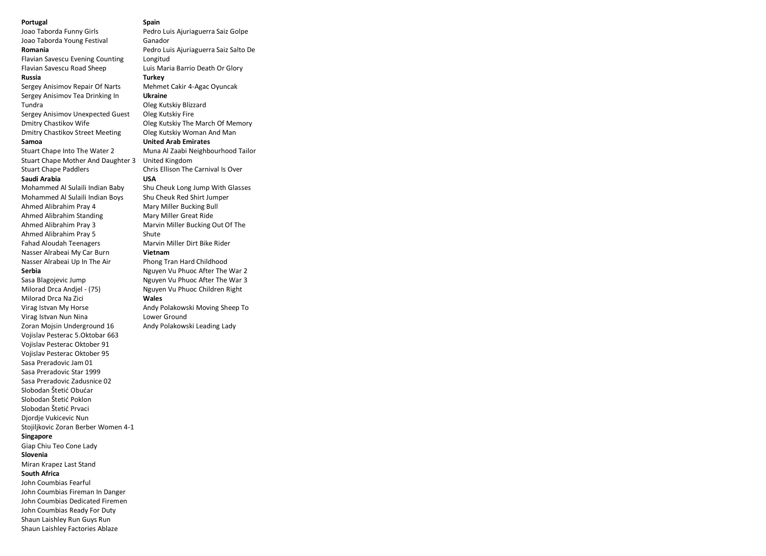**Portugal**

Joao Taborda Funny Girls
Joao Taborda Young Festival

**Romania**

Flavian Savescu Evening Counting
Flavian Savescu Road Sheep

**Russia**

Sergey Anisimov Repair Of Narts
Sergey Anisimov Tea Drinking In Tundra
Sergey Anisimov Unexpected Guest
Dmitry Chastikov Wife
Dmitry Chastikov Street Meeting

**Samoa**

Stuart Chape Into The Water 2
Stuart Chape Mother And Daughter 3
Stuart Chape Paddlers

**Saudi Arabia**

Mohammed Al Sulaili Indian Baby
Mohammed Al Sulaili Indian Boys
Ahmed Alibrahim Pray 4
Ahmed Alibrahim Standing
Ahmed Alibrahim Pray 3
Ahmed Alibrahim Pray 5
Fahad Aloudah Teenagers
Nasser Alrabeai My Car Burn
Nasser Alrabeai Up In The Air

**Serbia**

Sasa Blagojevic Jump
Milorad Drca Andjel - (75)
Milorad Drca Na Zici
Virag Istvan My Horse
Virag Istvan Nun Nina
Zoran Mojsin Underground 16
Vojislav Pesterac 5.Oktobar 663
Vojislav Pesterac Oktober 91
Vojislav Pesterac Oktober 95
Sasa Preradovic Jam 01
Sasa Preradovic Star 1999
Sasa Preradovic Zadusnice 02
Slobodan Štetić Obućar
Slobodan Štetić Poklon
Slobodan Štetić Prvaci
Djordje Vukicevic Nun
Stojiljkovic Zoran Berber Women 4-1

**Singapore**

Giap Chiu Teo Cone Lady

**Slovenia**

Miran Krapez Last Stand

**South Africa**

John Coumbias Fearful
John Coumbias Fireman In Danger
John Coumbias Dedicated Firemen
John Coumbias Ready For Duty
Shaun Laishley Run Guys Run
Shaun Laishley Factories Ablaze

**Spain**

Pedro Luis Ajuriaguerra Saiz Golpe Ganador
Pedro Luis Ajuriaguerra Saiz Salto De Longitud
Luis Maria Barrio Death Or Glory

**Turkey**

Mehmet Cakir 4-Agac Oyuncak

**Ukraine**

Oleg Kutskiy Blizzard
Oleg Kutskiy Fire
Oleg Kutskiy The March Of Memory
Oleg Kutskiy Woman And Man

**United Arab Emirates**

Muna Al Zaabi Neighbourhood Tailor

United Kingdom

Chris Ellison The Carnival Is Over

**USA**

Shu Cheuk Long Jump With Glasses
Shu Cheuk Red Shirt Jumper
Mary Miller Bucking Bull
Mary Miller Great Ride
Marvin Miller Bucking Out Of The Shute
Marvin Miller Dirt Bike Rider

**Vietnam**

Phong Tran Hard Childhood
Nguyen Vu Phuoc After The War 2
Nguyen Vu Phuoc After The War 3
Nguyen Vu Phuoc Children Right

**Wales**

Andy Polakowski Moving Sheep To Lower Ground
Andy Polakowski Leading Lady